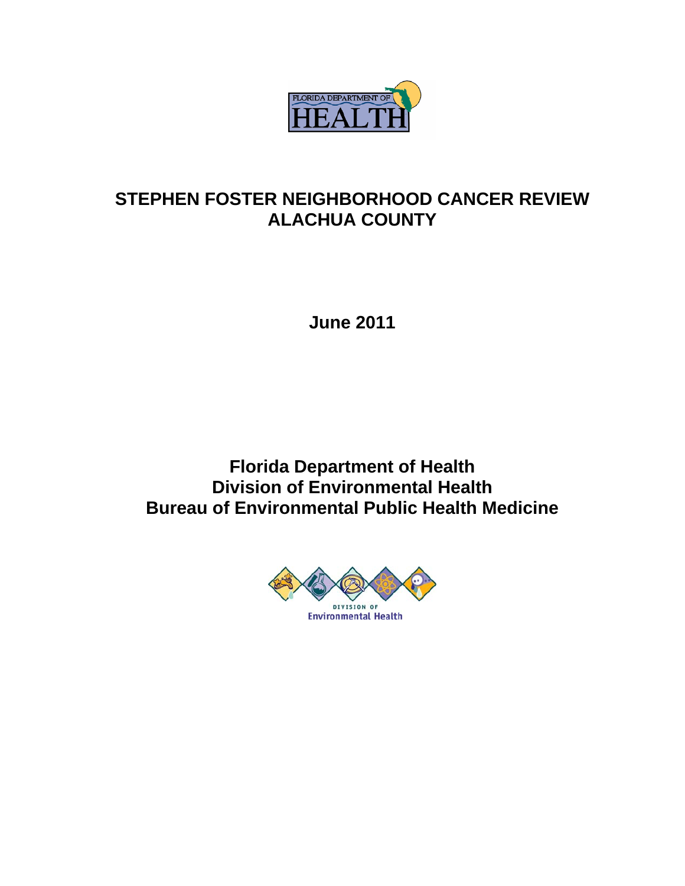# STEPHEN FOSTER NEIGHBORHOOD CANCER REVIEW
# ALACHUA COUNTY

**June 2011**

**Florida Department of Health**
**Division of Environmental Health**
**Bureau of Environmental Public Health Medicine**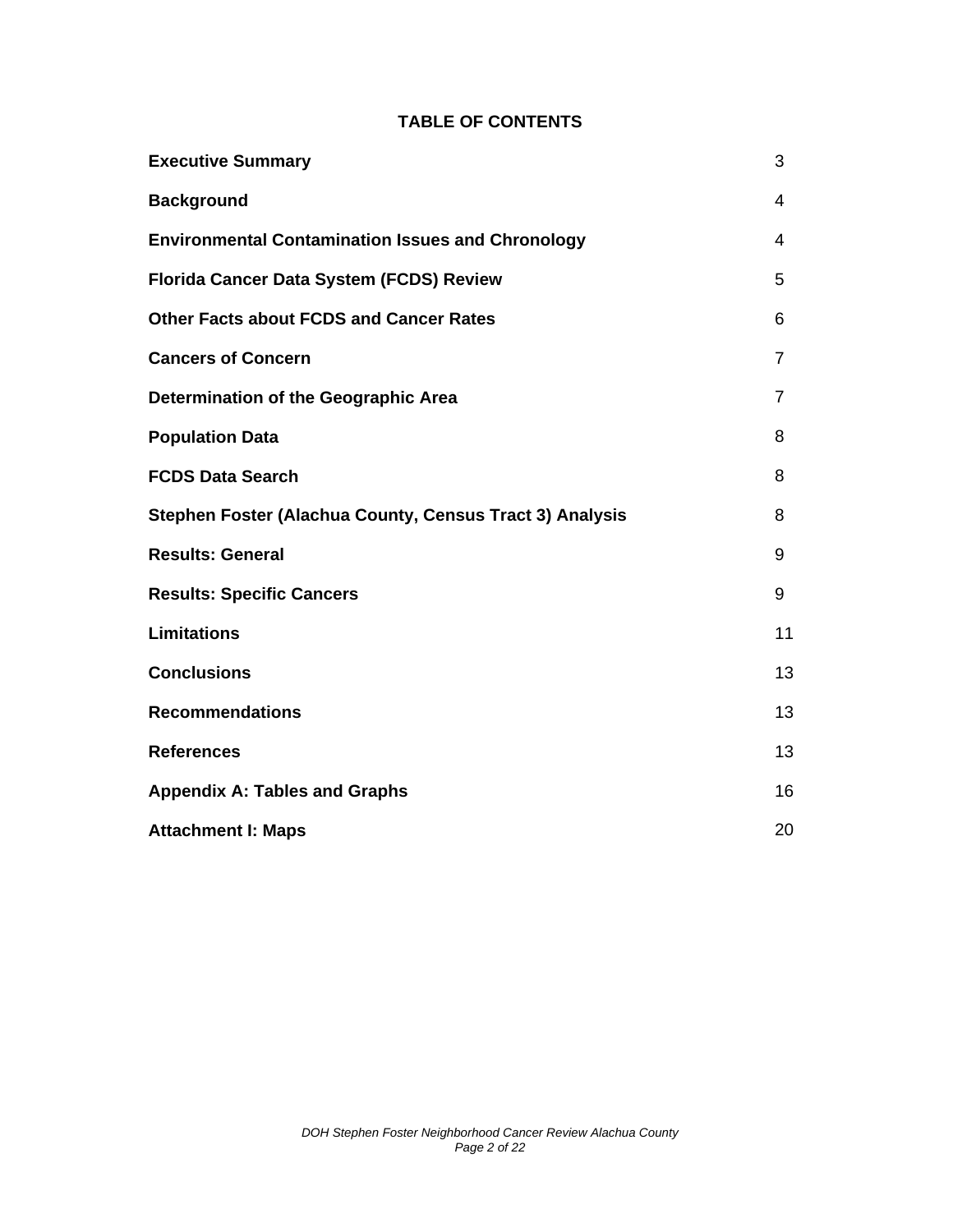# TABLE OF CONTENTS

| | |
|---|---|
| **Executive Summary** | 3 |
| **Background** | 4 |
| **Environmental Contamination Issues and Chronology** | 4 |
| **Florida Cancer Data System (FCDS) Review** | 5 |
| **Other Facts about FCDS and Cancer Rates** | 6 |
| **Cancers of Concern** | 7 |
| **Determination of the Geographic Area** | 7 |
| **Population Data** | 8 |
| **FCDS Data Search** | 8 |
| **Stephen Foster (Alachua County, Census Tract 3) Analysis** | 8 |
| **Results: General** | 9 |
| **Results: Specific Cancers** | 9 |
| **Limitations** | 11 |
| **Conclusions** | 13 |
| **Recommendations** | 13 |
| **References** | 13 |
| **Appendix A: Tables and Graphs** | 16 |
| **Attachment I: Maps** | 20 |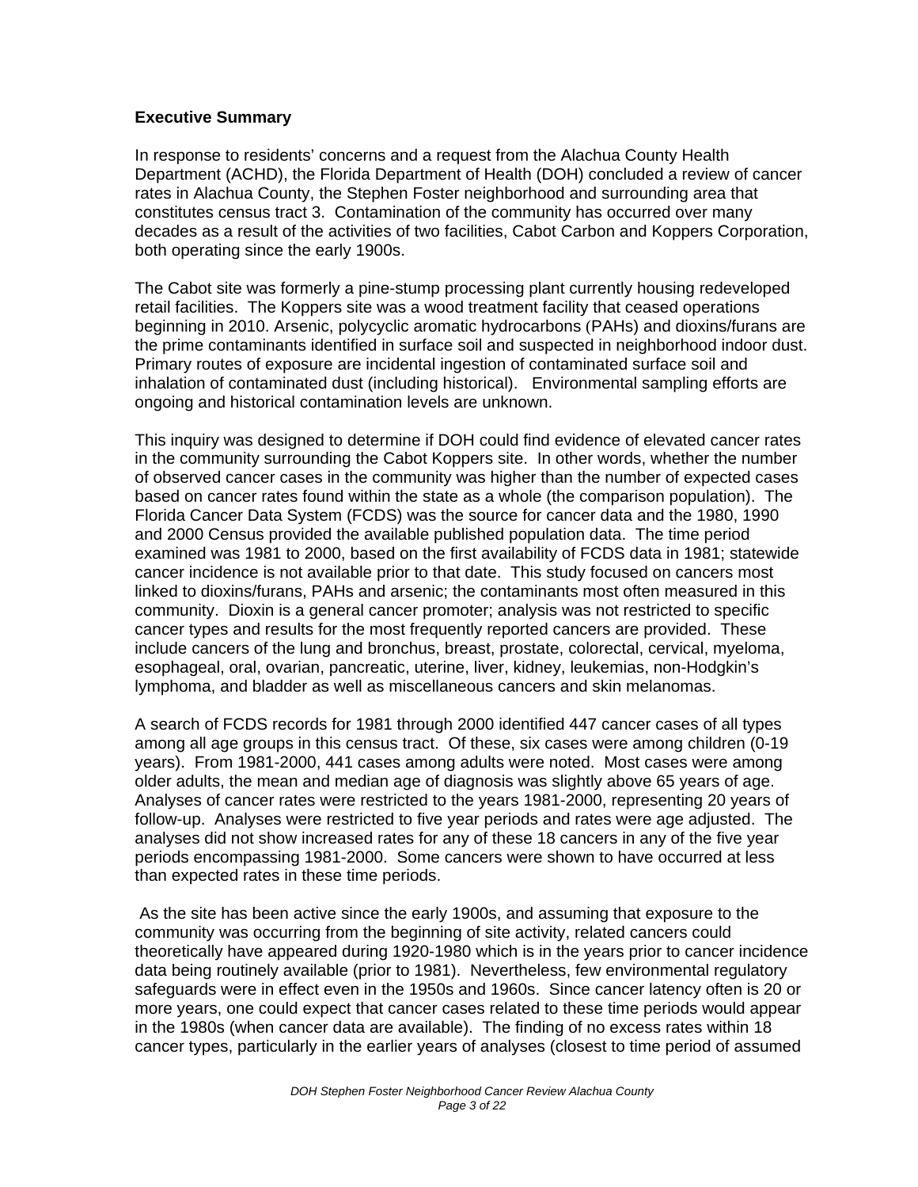**Executive Summary**

In response to residents' concerns and a request from the Alachua County Health Department (ACHD), the Florida Department of Health (DOH) concluded a review of cancer rates in Alachua County, the Stephen Foster neighborhood and surrounding area that constitutes census tract 3. Contamination of the community has occurred over many decades as a result of the activities of two facilities, Cabot Carbon and Koppers Corporation, both operating since the early 1900s.

The Cabot site was formerly a pine-stump processing plant currently housing redeveloped retail facilities. The Koppers site was a wood treatment facility that ceased operations beginning in 2010. Arsenic, polycyclic aromatic hydrocarbons (PAHs) and dioxins/furans are the prime contaminants identified in surface soil and suspected in neighborhood indoor dust. Primary routes of exposure are incidental ingestion of contaminated surface soil and inhalation of contaminated dust (including historical). Environmental sampling efforts are ongoing and historical contamination levels are unknown.

This inquiry was designed to determine if DOH could find evidence of elevated cancer rates in the community surrounding the Cabot Koppers site. In other words, whether the number of observed cancer cases in the community was higher than the number of expected cases based on cancer rates found within the state as a whole (the comparison population). The Florida Cancer Data System (FCDS) was the source for cancer data and the 1980, 1990 and 2000 Census provided the available published population data. The time period examined was 1981 to 2000, based on the first availability of FCDS data in 1981; statewide cancer incidence is not available prior to that date. This study focused on cancers most linked to dioxins/furans, PAHs and arsenic; the contaminants most often measured in this community. Dioxin is a general cancer promoter; analysis was not restricted to specific cancer types and results for the most frequently reported cancers are provided. These include cancers of the lung and bronchus, breast, prostate, colorectal, cervical, myeloma, esophageal, oral, ovarian, pancreatic, uterine, liver, kidney, leukemias, non-Hodgkin's lymphoma, and bladder as well as miscellaneous cancers and skin melanomas.

A search of FCDS records for 1981 through 2000 identified 447 cancer cases of all types among all age groups in this census tract. Of these, six cases were among children (0-19 years). From 1981-2000, 441 cases among adults were noted. Most cases were among older adults, the mean and median age of diagnosis was slightly above 65 years of age. Analyses of cancer rates were restricted to the years 1981-2000, representing 20 years of follow-up. Analyses were restricted to five year periods and rates were age adjusted. The analyses did not show increased rates for any of these 18 cancers in any of the five year periods encompassing 1981-2000. Some cancers were shown to have occurred at less than expected rates in these time periods.

As the site has been active since the early 1900s, and assuming that exposure to the community was occurring from the beginning of site activity, related cancers could theoretically have appeared during 1920-1980 which is in the years prior to cancer incidence data being routinely available (prior to 1981). Nevertheless, few environmental regulatory safeguards were in effect even in the 1950s and 1960s. Since cancer latency often is 20 or more years, one could expect that cancer cases related to these time periods would appear in the 1980s (when cancer data are available). The finding of no excess rates within 18 cancer types, particularly in the earlier years of analyses (closest to time period of assumed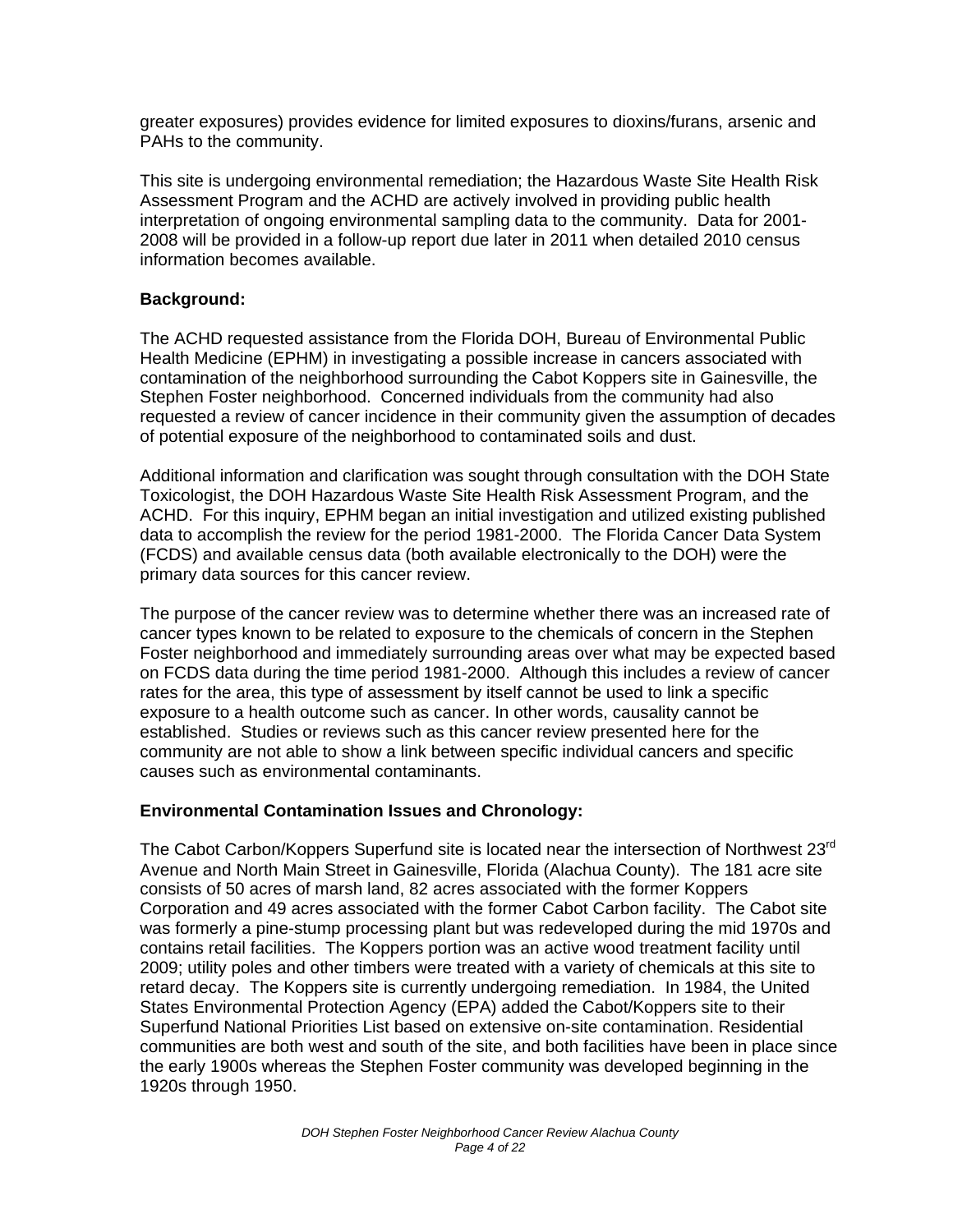greater exposures) provides evidence for limited exposures to dioxins/furans, arsenic and PAHs to the community.

This site is undergoing environmental remediation; the Hazardous Waste Site Health Risk Assessment Program and the ACHD are actively involved in providing public health interpretation of ongoing environmental sampling data to the community. Data for 2001-2008 will be provided in a follow-up report due later in 2011 when detailed 2010 census information becomes available.

**Background:**

The ACHD requested assistance from the Florida DOH, Bureau of Environmental Public Health Medicine (EPHM) in investigating a possible increase in cancers associated with contamination of the neighborhood surrounding the Cabot Koppers site in Gainesville, the Stephen Foster neighborhood. Concerned individuals from the community had also requested a review of cancer incidence in their community given the assumption of decades of potential exposure of the neighborhood to contaminated soils and dust.

Additional information and clarification was sought through consultation with the DOH State Toxicologist, the DOH Hazardous Waste Site Health Risk Assessment Program, and the ACHD. For this inquiry, EPHM began an initial investigation and utilized existing published data to accomplish the review for the period 1981-2000. The Florida Cancer Data System (FCDS) and available census data (both available electronically to the DOH) were the primary data sources for this cancer review.

The purpose of the cancer review was to determine whether there was an increased rate of cancer types known to be related to exposure to the chemicals of concern in the Stephen Foster neighborhood and immediately surrounding areas over what may be expected based on FCDS data during the time period 1981-2000. Although this includes a review of cancer rates for the area, this type of assessment by itself cannot be used to link a specific exposure to a health outcome such as cancer. In other words, causality cannot be established. Studies or reviews such as this cancer review presented here for the community are not able to show a link between specific individual cancers and specific causes such as environmental contaminants.

**Environmental Contamination Issues and Chronology:**

The Cabot Carbon/Koppers Superfund site is located near the intersection of Northwest 23rd Avenue and North Main Street in Gainesville, Florida (Alachua County). The 181 acre site consists of 50 acres of marsh land, 82 acres associated with the former Koppers Corporation and 49 acres associated with the former Cabot Carbon facility. The Cabot site was formerly a pine-stump processing plant but was redeveloped during the mid 1970s and contains retail facilities. The Koppers portion was an active wood treatment facility until 2009; utility poles and other timbers were treated with a variety of chemicals at this site to retard decay. The Koppers site is currently undergoing remediation. In 1984, the United States Environmental Protection Agency (EPA) added the Cabot/Koppers site to their Superfund National Priorities List based on extensive on-site contamination. Residential communities are both west and south of the site, and both facilities have been in place since the early 1900s whereas the Stephen Foster community was developed beginning in the 1920s through 1950.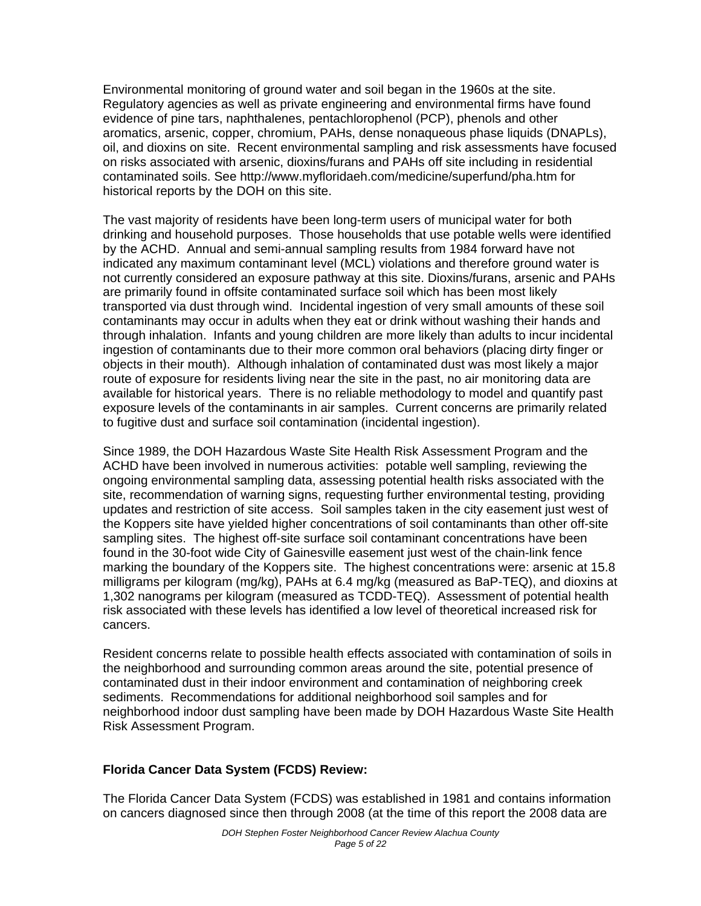Environmental monitoring of ground water and soil began in the 1960s at the site. Regulatory agencies as well as private engineering and environmental firms have found evidence of pine tars, naphthalenes, pentachlorophenol (PCP), phenols and other aromatics, arsenic, copper, chromium, PAHs, dense nonaqueous phase liquids (DNAPLs), oil, and dioxins on site. Recent environmental sampling and risk assessments have focused on risks associated with arsenic, dioxins/furans and PAHs off site including in residential contaminated soils. See http://www.myfloridaeh.com/medicine/superfund/pha.htm for historical reports by the DOH on this site.

The vast majority of residents have been long-term users of municipal water for both drinking and household purposes. Those households that use potable wells were identified by the ACHD. Annual and semi-annual sampling results from 1984 forward have not indicated any maximum contaminant level (MCL) violations and therefore ground water is not currently considered an exposure pathway at this site. Dioxins/furans, arsenic and PAHs are primarily found in offsite contaminated surface soil which has been most likely transported via dust through wind. Incidental ingestion of very small amounts of these soil contaminants may occur in adults when they eat or drink without washing their hands and through inhalation. Infants and young children are more likely than adults to incur incidental ingestion of contaminants due to their more common oral behaviors (placing dirty finger or objects in their mouth). Although inhalation of contaminated dust was most likely a major route of exposure for residents living near the site in the past, no air monitoring data are available for historical years. There is no reliable methodology to model and quantify past exposure levels of the contaminants in air samples. Current concerns are primarily related to fugitive dust and surface soil contamination (incidental ingestion).

Since 1989, the DOH Hazardous Waste Site Health Risk Assessment Program and the ACHD have been involved in numerous activities: potable well sampling, reviewing the ongoing environmental sampling data, assessing potential health risks associated with the site, recommendation of warning signs, requesting further environmental testing, providing updates and restriction of site access. Soil samples taken in the city easement just west of the Koppers site have yielded higher concentrations of soil contaminants than other off-site sampling sites. The highest off-site surface soil contaminant concentrations have been found in the 30-foot wide City of Gainesville easement just west of the chain-link fence marking the boundary of the Koppers site. The highest concentrations were: arsenic at 15.8 milligrams per kilogram (mg/kg), PAHs at 6.4 mg/kg (measured as BaP-TEQ), and dioxins at 1,302 nanograms per kilogram (measured as TCDD-TEQ). Assessment of potential health risk associated with these levels has identified a low level of theoretical increased risk for cancers.

Resident concerns relate to possible health effects associated with contamination of soils in the neighborhood and surrounding common areas around the site, potential presence of contaminated dust in their indoor environment and contamination of neighboring creek sediments. Recommendations for additional neighborhood soil samples and for neighborhood indoor dust sampling have been made by DOH Hazardous Waste Site Health Risk Assessment Program.

**Florida Cancer Data System (FCDS) Review:**

The Florida Cancer Data System (FCDS) was established in 1981 and contains information on cancers diagnosed since then through 2008 (at the time of this report the 2008 data are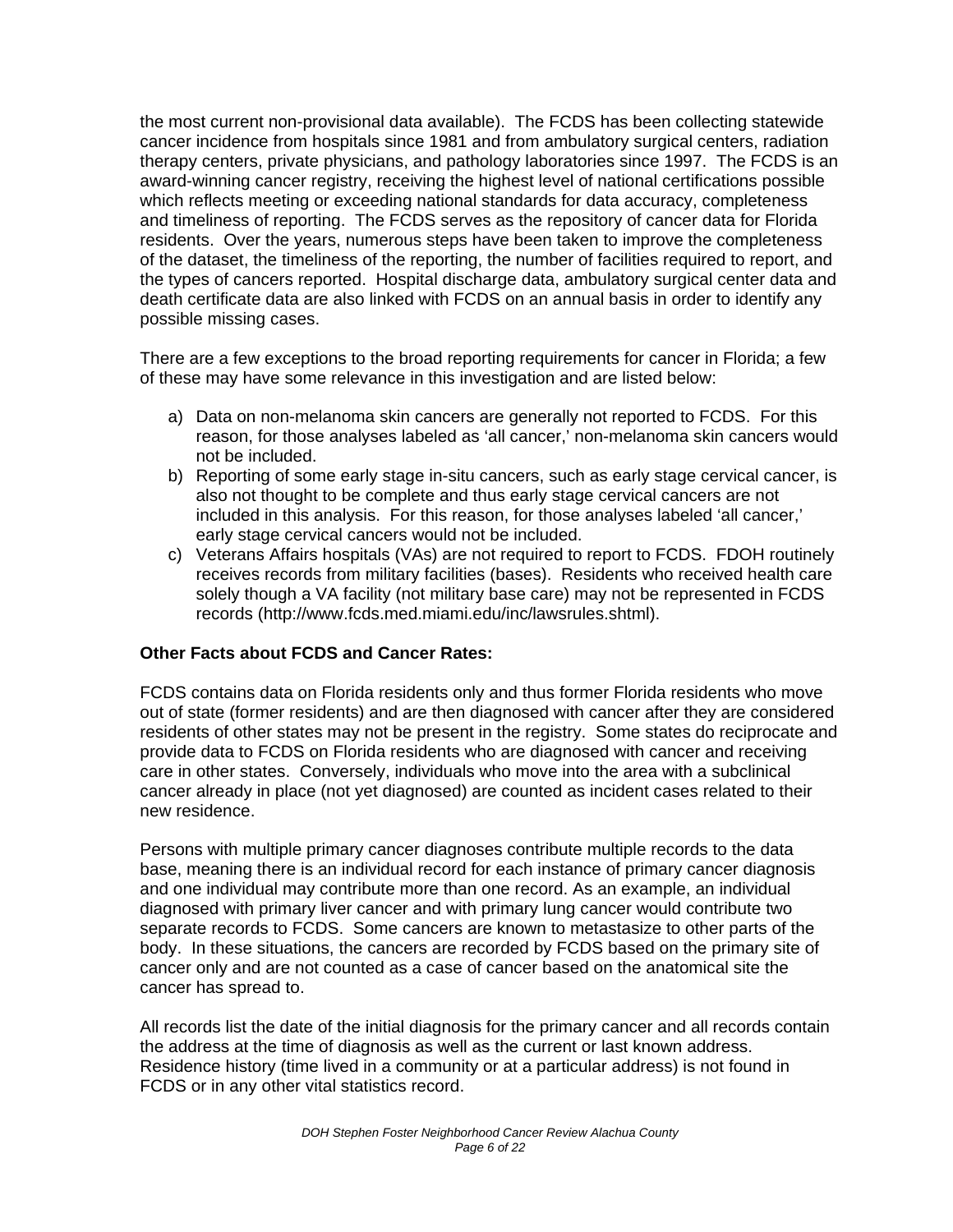the most current non-provisional data available). The FCDS has been collecting statewide cancer incidence from hospitals since 1981 and from ambulatory surgical centers, radiation therapy centers, private physicians, and pathology laboratories since 1997. The FCDS is an award-winning cancer registry, receiving the highest level of national certifications possible which reflects meeting or exceeding national standards for data accuracy, completeness and timeliness of reporting. The FCDS serves as the repository of cancer data for Florida residents. Over the years, numerous steps have been taken to improve the completeness of the dataset, the timeliness of the reporting, the number of facilities required to report, and the types of cancers reported. Hospital discharge data, ambulatory surgical center data and death certificate data are also linked with FCDS on an annual basis in order to identify any possible missing cases.

There are a few exceptions to the broad reporting requirements for cancer in Florida; a few of these may have some relevance in this investigation and are listed below:

a) Data on non-melanoma skin cancers are generally not reported to FCDS. For this reason, for those analyses labeled as ‘all cancer,’ non-melanoma skin cancers would not be included.
b) Reporting of some early stage in-situ cancers, such as early stage cervical cancer, is also not thought to be complete and thus early stage cervical cancers are not included in this analysis. For this reason, for those analyses labeled ‘all cancer,’ early stage cervical cancers would not be included.
c) Veterans Affairs hospitals (VAs) are not required to report to FCDS. FDOH routinely receives records from military facilities (bases). Residents who received health care solely though a VA facility (not military base care) may not be represented in FCDS records (http://www.fcds.med.miami.edu/inc/lawsrules.shtml).

**Other Facts about FCDS and Cancer Rates:**

FCDS contains data on Florida residents only and thus former Florida residents who move out of state (former residents) and are then diagnosed with cancer after they are considered residents of other states may not be present in the registry. Some states do reciprocate and provide data to FCDS on Florida residents who are diagnosed with cancer and receiving care in other states. Conversely, individuals who move into the area with a subclinical cancer already in place (not yet diagnosed) are counted as incident cases related to their new residence.

Persons with multiple primary cancer diagnoses contribute multiple records to the data base, meaning there is an individual record for each instance of primary cancer diagnosis and one individual may contribute more than one record. As an example, an individual diagnosed with primary liver cancer and with primary lung cancer would contribute two separate records to FCDS. Some cancers are known to metastasize to other parts of the body. In these situations, the cancers are recorded by FCDS based on the primary site of cancer only and are not counted as a case of cancer based on the anatomical site the cancer has spread to.

All records list the date of the initial diagnosis for the primary cancer and all records contain the address at the time of diagnosis as well as the current or last known address. Residence history (time lived in a community or at a particular address) is not found in FCDS or in any other vital statistics record.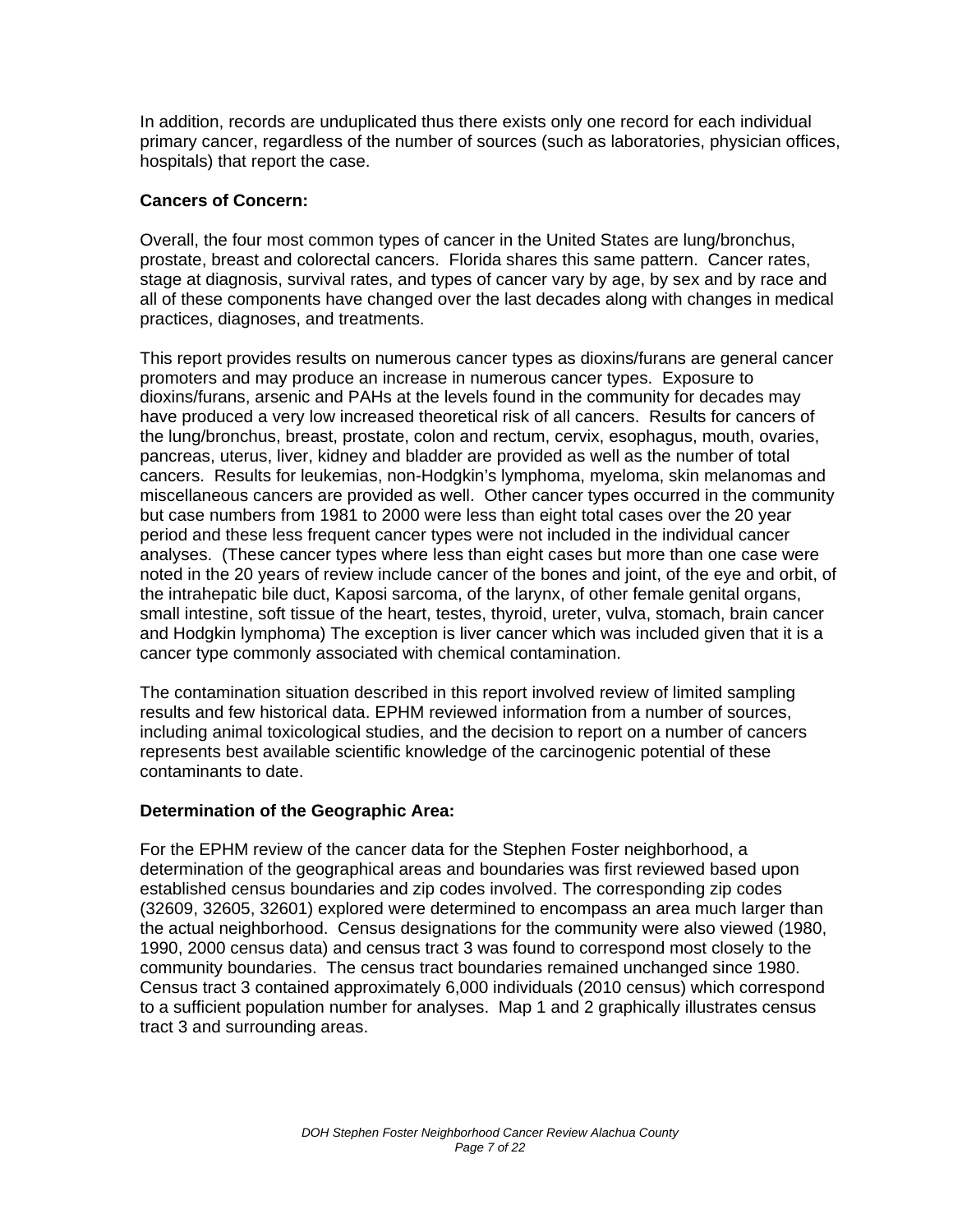In addition, records are unduplicated thus there exists only one record for each individual primary cancer, regardless of the number of sources (such as laboratories, physician offices, hospitals) that report the case.

**Cancers of Concern:**

Overall, the four most common types of cancer in the United States are lung/bronchus, prostate, breast and colorectal cancers. Florida shares this same pattern. Cancer rates, stage at diagnosis, survival rates, and types of cancer vary by age, by sex and by race and all of these components have changed over the last decades along with changes in medical practices, diagnoses, and treatments.

This report provides results on numerous cancer types as dioxins/furans are general cancer promoters and may produce an increase in numerous cancer types. Exposure to dioxins/furans, arsenic and PAHs at the levels found in the community for decades may have produced a very low increased theoretical risk of all cancers. Results for cancers of the lung/bronchus, breast, prostate, colon and rectum, cervix, esophagus, mouth, ovaries, pancreas, uterus, liver, kidney and bladder are provided as well as the number of total cancers. Results for leukemias, non-Hodgkin's lymphoma, myeloma, skin melanomas and miscellaneous cancers are provided as well. Other cancer types occurred in the community but case numbers from 1981 to 2000 were less than eight total cases over the 20 year period and these less frequent cancer types were not included in the individual cancer analyses. (These cancer types where less than eight cases but more than one case were noted in the 20 years of review include cancer of the bones and joint, of the eye and orbit, of the intrahepatic bile duct, Kaposi sarcoma, of the larynx, of other female genital organs, small intestine, soft tissue of the heart, testes, thyroid, ureter, vulva, stomach, brain cancer and Hodgkin lymphoma) The exception is liver cancer which was included given that it is a cancer type commonly associated with chemical contamination.

The contamination situation described in this report involved review of limited sampling results and few historical data. EPHM reviewed information from a number of sources, including animal toxicological studies, and the decision to report on a number of cancers represents best available scientific knowledge of the carcinogenic potential of these contaminants to date.

**Determination of the Geographic Area:**

For the EPHM review of the cancer data for the Stephen Foster neighborhood, a determination of the geographical areas and boundaries was first reviewed based upon established census boundaries and zip codes involved. The corresponding zip codes (32609, 32605, 32601) explored were determined to encompass an area much larger than the actual neighborhood. Census designations for the community were also viewed (1980, 1990, 2000 census data) and census tract 3 was found to correspond most closely to the community boundaries. The census tract boundaries remained unchanged since 1980. Census tract 3 contained approximately 6,000 individuals (2010 census) which correspond to a sufficient population number for analyses. Map 1 and 2 graphically illustrates census tract 3 and surrounding areas.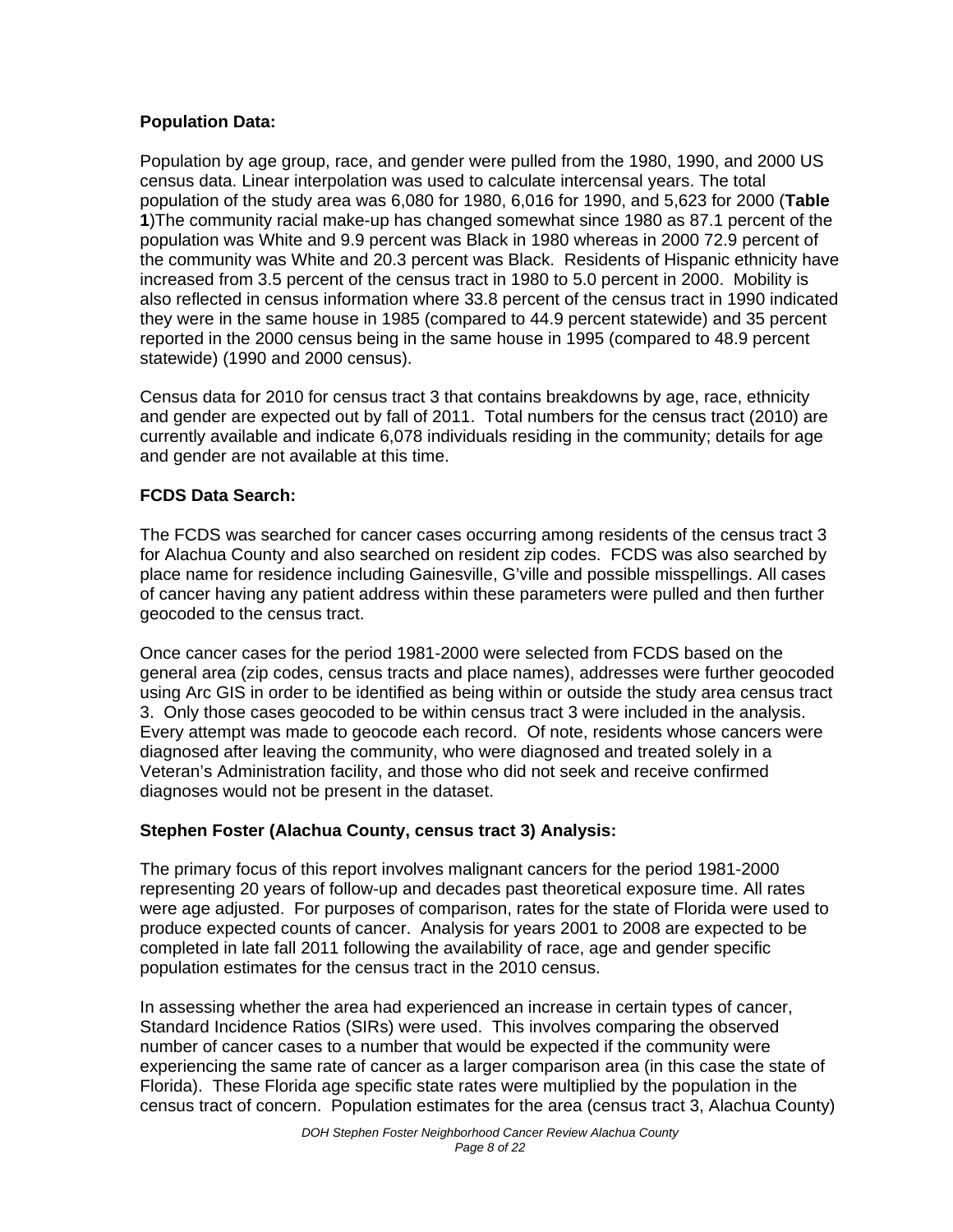**Population Data:**

Population by age group, race, and gender were pulled from the 1980, 1990, and 2000 US census data. Linear interpolation was used to calculate intercensal years. The total population of the study area was 6,080 for 1980, 6,016 for 1990, and 5,623 for 2000 (**Table 1**)The community racial make-up has changed somewhat since 1980 as 87.1 percent of the population was White and 9.9 percent was Black in 1980 whereas in 2000 72.9 percent of the community was White and 20.3 percent was Black. Residents of Hispanic ethnicity have increased from 3.5 percent of the census tract in 1980 to 5.0 percent in 2000. Mobility is also reflected in census information where 33.8 percent of the census tract in 1990 indicated they were in the same house in 1985 (compared to 44.9 percent statewide) and 35 percent reported in the 2000 census being in the same house in 1995 (compared to 48.9 percent statewide) (1990 and 2000 census).

Census data for 2010 for census tract 3 that contains breakdowns by age, race, ethnicity and gender are expected out by fall of 2011. Total numbers for the census tract (2010) are currently available and indicate 6,078 individuals residing in the community; details for age and gender are not available at this time.

**FCDS Data Search:**

The FCDS was searched for cancer cases occurring among residents of the census tract 3 for Alachua County and also searched on resident zip codes. FCDS was also searched by place name for residence including Gainesville, G'ville and possible misspellings. All cases of cancer having any patient address within these parameters were pulled and then further geocoded to the census tract.

Once cancer cases for the period 1981-2000 were selected from FCDS based on the general area (zip codes, census tracts and place names), addresses were further geocoded using Arc GIS in order to be identified as being within or outside the study area census tract 3. Only those cases geocoded to be within census tract 3 were included in the analysis. Every attempt was made to geocode each record. Of note, residents whose cancers were diagnosed after leaving the community, who were diagnosed and treated solely in a Veteran's Administration facility, and those who did not seek and receive confirmed diagnoses would not be present in the dataset.

**Stephen Foster (Alachua County, census tract 3) Analysis:**

The primary focus of this report involves malignant cancers for the period 1981-2000 representing 20 years of follow-up and decades past theoretical exposure time. All rates were age adjusted. For purposes of comparison, rates for the state of Florida were used to produce expected counts of cancer. Analysis for years 2001 to 2008 are expected to be completed in late fall 2011 following the availability of race, age and gender specific population estimates for the census tract in the 2010 census.

In assessing whether the area had experienced an increase in certain types of cancer, Standard Incidence Ratios (SIRs) were used. This involves comparing the observed number of cancer cases to a number that would be expected if the community were experiencing the same rate of cancer as a larger comparison area (in this case the state of Florida). These Florida age specific state rates were multiplied by the population in the census tract of concern. Population estimates for the area (census tract 3, Alachua County)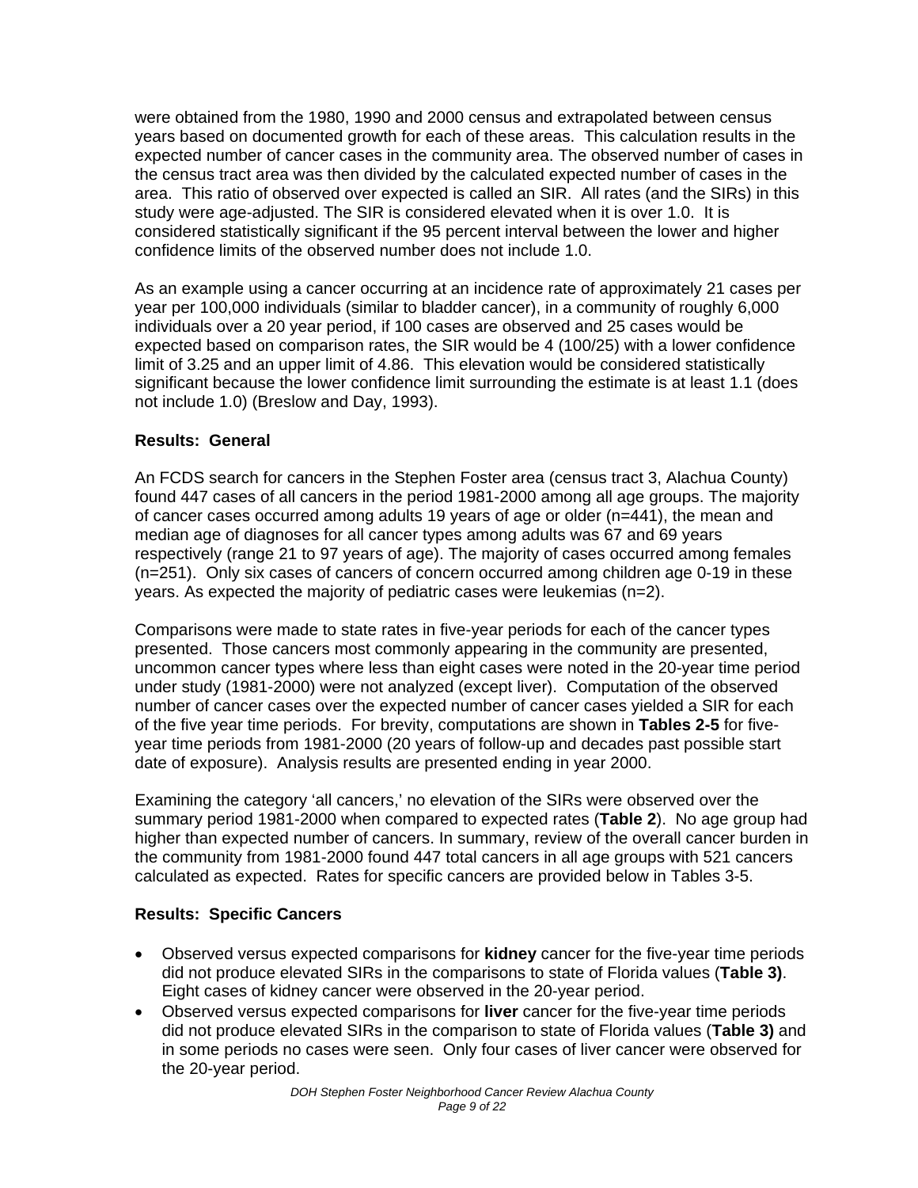were obtained from the 1980, 1990 and 2000 census and extrapolated between census years based on documented growth for each of these areas. This calculation results in the expected number of cancer cases in the community area. The observed number of cases in the census tract area was then divided by the calculated expected number of cases in the area. This ratio of observed over expected is called an SIR. All rates (and the SIRs) in this study were age-adjusted. The SIR is considered elevated when it is over 1.0. It is considered statistically significant if the 95 percent interval between the lower and higher confidence limits of the observed number does not include 1.0.

As an example using a cancer occurring at an incidence rate of approximately 21 cases per year per 100,000 individuals (similar to bladder cancer), in a community of roughly 6,000 individuals over a 20 year period, if 100 cases are observed and 25 cases would be expected based on comparison rates, the SIR would be 4 (100/25) with a lower confidence limit of 3.25 and an upper limit of 4.86. This elevation would be considered statistically significant because the lower confidence limit surrounding the estimate is at least 1.1 (does not include 1.0) (Breslow and Day, 1993).

**Results: General**

An FCDS search for cancers in the Stephen Foster area (census tract 3, Alachua County) found 447 cases of all cancers in the period 1981-2000 among all age groups. The majority of cancer cases occurred among adults 19 years of age or older (n=441), the mean and median age of diagnoses for all cancer types among adults was 67 and 69 years respectively (range 21 to 97 years of age). The majority of cases occurred among females (n=251). Only six cases of cancers of concern occurred among children age 0-19 in these years. As expected the majority of pediatric cases were leukemias (n=2).

Comparisons were made to state rates in five-year periods for each of the cancer types presented. Those cancers most commonly appearing in the community are presented, uncommon cancer types where less than eight cases were noted in the 20-year time period under study (1981-2000) were not analyzed (except liver). Computation of the observed number of cancer cases over the expected number of cancer cases yielded a SIR for each of the five year time periods. For brevity, computations are shown in **Tables 2-5** for five-year time periods from 1981-2000 (20 years of follow-up and decades past possible start date of exposure). Analysis results are presented ending in year 2000.

Examining the category 'all cancers,' no elevation of the SIRs were observed over the summary period 1981-2000 when compared to expected rates (**Table 2**). No age group had higher than expected number of cancers. In summary, review of the overall cancer burden in the community from 1981-2000 found 447 total cancers in all age groups with 521 cancers calculated as expected. Rates for specific cancers are provided below in Tables 3-5.

**Results: Specific Cancers**

- Observed versus expected comparisons for **kidney** cancer for the five-year time periods did not produce elevated SIRs in the comparisons to state of Florida values (**Table 3)**. Eight cases of kidney cancer were observed in the 20-year period.
- Observed versus expected comparisons for **liver** cancer for the five-year time periods did not produce elevated SIRs in the comparison to state of Florida values (**Table 3)** and in some periods no cases were seen. Only four cases of liver cancer were observed for the 20-year period.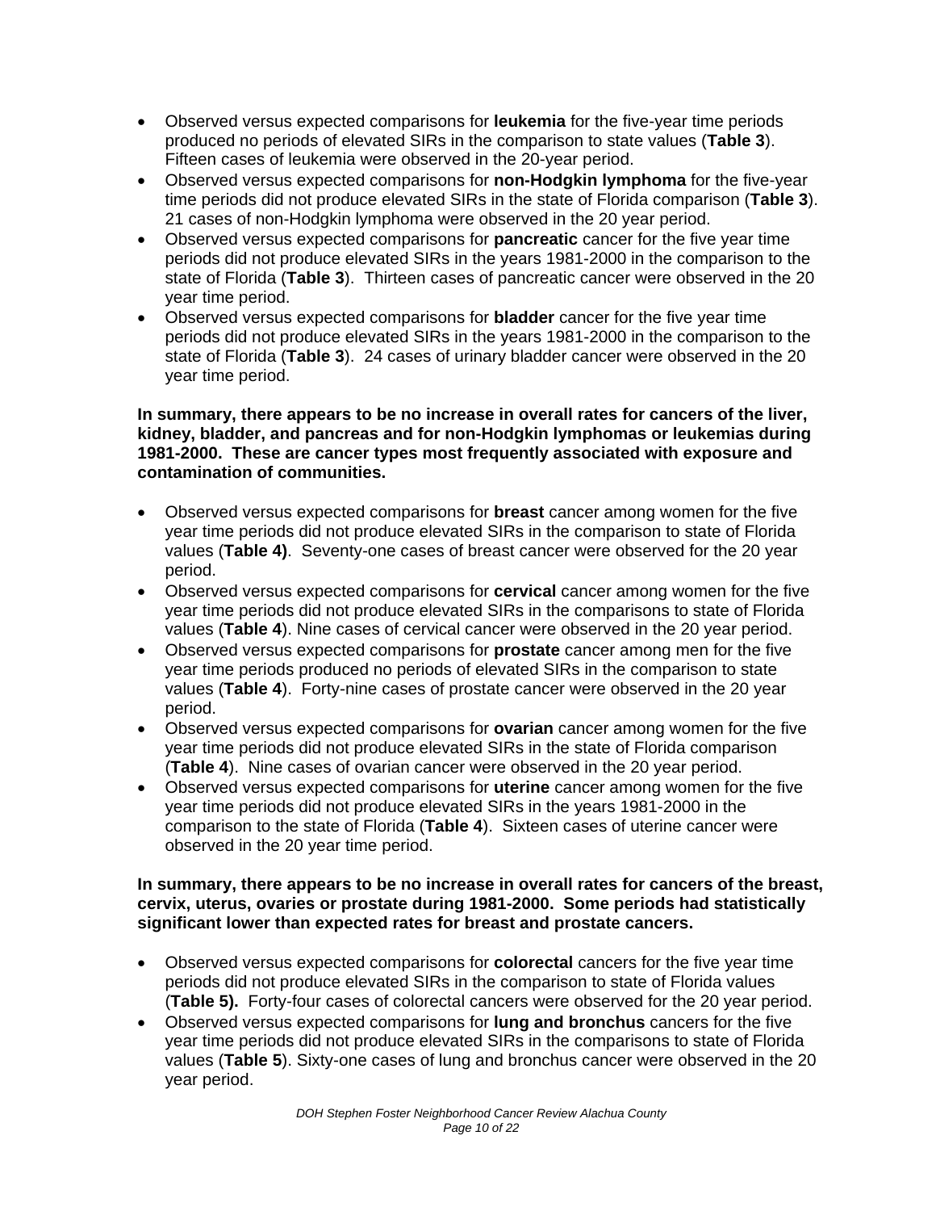- Observed versus expected comparisons for **leukemia** for the five-year time periods produced no periods of elevated SIRs in the comparison to state values (**Table 3**). Fifteen cases of leukemia were observed in the 20-year period.
- Observed versus expected comparisons for **non-Hodgkin lymphoma** for the five-year time periods did not produce elevated SIRs in the state of Florida comparison (**Table 3**). 21 cases of non-Hodgkin lymphoma were observed in the 20 year period.
- Observed versus expected comparisons for **pancreatic** cancer for the five year time periods did not produce elevated SIRs in the years 1981-2000 in the comparison to the state of Florida (**Table 3**). Thirteen cases of pancreatic cancer were observed in the 20 year time period.
- Observed versus expected comparisons for **bladder** cancer for the five year time periods did not produce elevated SIRs in the years 1981-2000 in the comparison to the state of Florida (**Table 3**). 24 cases of urinary bladder cancer were observed in the 20 year time period.

**In summary, there appears to be no increase in overall rates for cancers of the liver, kidney, bladder, and pancreas and for non-Hodgkin lymphomas or leukemias during 1981-2000. These are cancer types most frequently associated with exposure and contamination of communities.**

- Observed versus expected comparisons for **breast** cancer among women for the five year time periods did not produce elevated SIRs in the comparison to state of Florida values (**Table 4)**. Seventy-one cases of breast cancer were observed for the 20 year period.
- Observed versus expected comparisons for **cervical** cancer among women for the five year time periods did not produce elevated SIRs in the comparisons to state of Florida values (**Table 4**). Nine cases of cervical cancer were observed in the 20 year period.
- Observed versus expected comparisons for **prostate** cancer among men for the five year time periods produced no periods of elevated SIRs in the comparison to state values (**Table 4**). Forty-nine cases of prostate cancer were observed in the 20 year period.
- Observed versus expected comparisons for **ovarian** cancer among women for the five year time periods did not produce elevated SIRs in the state of Florida comparison (**Table 4**). Nine cases of ovarian cancer were observed in the 20 year period.
- Observed versus expected comparisons for **uterine** cancer among women for the five year time periods did not produce elevated SIRs in the years 1981-2000 in the comparison to the state of Florida (**Table 4**). Sixteen cases of uterine cancer were observed in the 20 year time period.

**In summary, there appears to be no increase in overall rates for cancers of the breast, cervix, uterus, ovaries or prostate during 1981-2000. Some periods had statistically significant lower than expected rates for breast and prostate cancers.**

- Observed versus expected comparisons for **colorectal** cancers for the five year time periods did not produce elevated SIRs in the comparison to state of Florida values (**Table 5).** Forty-four cases of colorectal cancers were observed for the 20 year period.
- Observed versus expected comparisons for **lung and bronchus** cancers for the five year time periods did not produce elevated SIRs in the comparisons to state of Florida values (**Table 5**). Sixty-one cases of lung and bronchus cancer were observed in the 20 year period.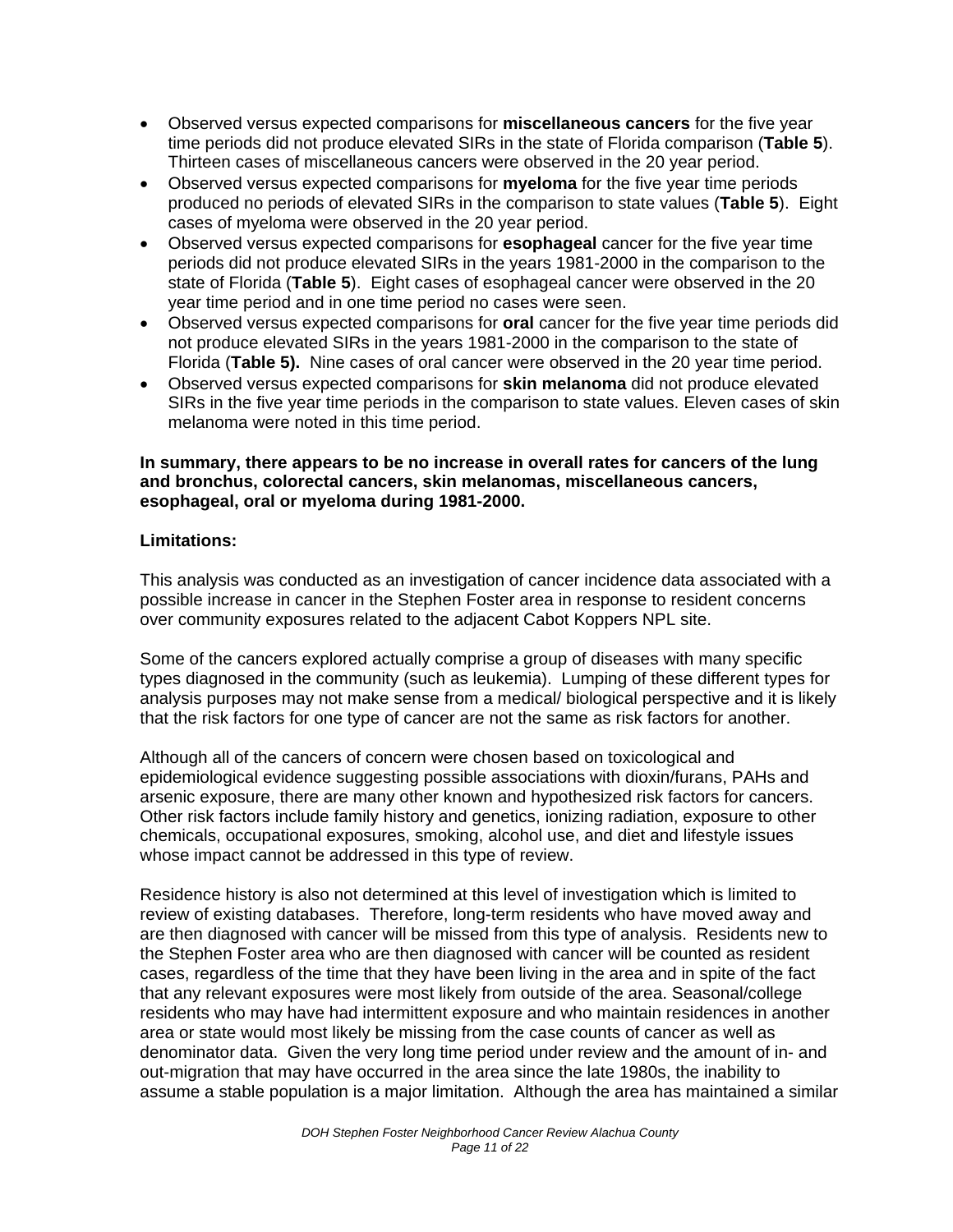- Observed versus expected comparisons for **miscellaneous cancers** for the five year time periods did not produce elevated SIRs in the state of Florida comparison (**Table 5**). Thirteen cases of miscellaneous cancers were observed in the 20 year period.
- Observed versus expected comparisons for **myeloma** for the five year time periods produced no periods of elevated SIRs in the comparison to state values (**Table 5**). Eight cases of myeloma were observed in the 20 year period.
- Observed versus expected comparisons for **esophageal** cancer for the five year time periods did not produce elevated SIRs in the years 1981-2000 in the comparison to the state of Florida (**Table 5**). Eight cases of esophageal cancer were observed in the 20 year time period and in one time period no cases were seen.
- Observed versus expected comparisons for **oral** cancer for the five year time periods did not produce elevated SIRs in the years 1981-2000 in the comparison to the state of Florida (**Table 5).** Nine cases of oral cancer were observed in the 20 year time period.
- Observed versus expected comparisons for **skin melanoma** did not produce elevated SIRs in the five year time periods in the comparison to state values. Eleven cases of skin melanoma were noted in this time period.

**In summary, there appears to be no increase in overall rates for cancers of the lung and bronchus, colorectal cancers, skin melanomas, miscellaneous cancers, esophageal, oral or myeloma during 1981-2000.**

**Limitations:**

This analysis was conducted as an investigation of cancer incidence data associated with a possible increase in cancer in the Stephen Foster area in response to resident concerns over community exposures related to the adjacent Cabot Koppers NPL site.

Some of the cancers explored actually comprise a group of diseases with many specific types diagnosed in the community (such as leukemia). Lumping of these different types for analysis purposes may not make sense from a medical/ biological perspective and it is likely that the risk factors for one type of cancer are not the same as risk factors for another.

Although all of the cancers of concern were chosen based on toxicological and epidemiological evidence suggesting possible associations with dioxin/furans, PAHs and arsenic exposure, there are many other known and hypothesized risk factors for cancers. Other risk factors include family history and genetics, ionizing radiation, exposure to other chemicals, occupational exposures, smoking, alcohol use, and diet and lifestyle issues whose impact cannot be addressed in this type of review.

Residence history is also not determined at this level of investigation which is limited to review of existing databases. Therefore, long-term residents who have moved away and are then diagnosed with cancer will be missed from this type of analysis. Residents new to the Stephen Foster area who are then diagnosed with cancer will be counted as resident cases, regardless of the time that they have been living in the area and in spite of the fact that any relevant exposures were most likely from outside of the area. Seasonal/college residents who may have had intermittent exposure and who maintain residences in another area or state would most likely be missing from the case counts of cancer as well as denominator data. Given the very long time period under review and the amount of in- and out-migration that may have occurred in the area since the late 1980s, the inability to assume a stable population is a major limitation. Although the area has maintained a similar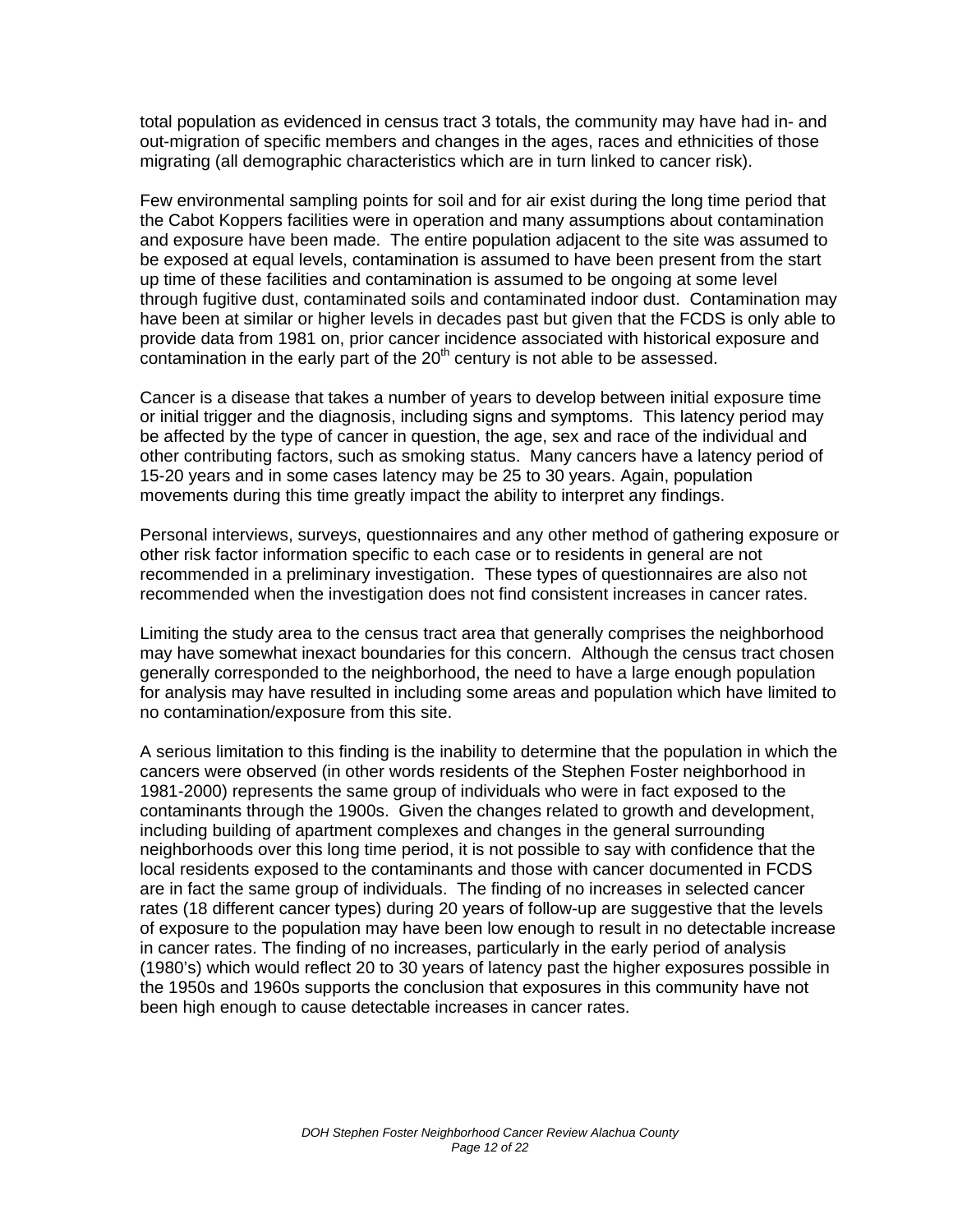total population as evidenced in census tract 3 totals, the community may have had in- and out-migration of specific members and changes in the ages, races and ethnicities of those migrating (all demographic characteristics which are in turn linked to cancer risk).

Few environmental sampling points for soil and for air exist during the long time period that the Cabot Koppers facilities were in operation and many assumptions about contamination and exposure have been made. The entire population adjacent to the site was assumed to be exposed at equal levels, contamination is assumed to have been present from the start up time of these facilities and contamination is assumed to be ongoing at some level through fugitive dust, contaminated soils and contaminated indoor dust. Contamination may have been at similar or higher levels in decades past but given that the FCDS is only able to provide data from 1981 on, prior cancer incidence associated with historical exposure and contamination in the early part of the 20th century is not able to be assessed.

Cancer is a disease that takes a number of years to develop between initial exposure time or initial trigger and the diagnosis, including signs and symptoms. This latency period may be affected by the type of cancer in question, the age, sex and race of the individual and other contributing factors, such as smoking status. Many cancers have a latency period of 15-20 years and in some cases latency may be 25 to 30 years. Again, population movements during this time greatly impact the ability to interpret any findings.

Personal interviews, surveys, questionnaires and any other method of gathering exposure or other risk factor information specific to each case or to residents in general are not recommended in a preliminary investigation. These types of questionnaires are also not recommended when the investigation does not find consistent increases in cancer rates.

Limiting the study area to the census tract area that generally comprises the neighborhood may have somewhat inexact boundaries for this concern. Although the census tract chosen generally corresponded to the neighborhood, the need to have a large enough population for analysis may have resulted in including some areas and population which have limited to no contamination/exposure from this site.

A serious limitation to this finding is the inability to determine that the population in which the cancers were observed (in other words residents of the Stephen Foster neighborhood in 1981-2000) represents the same group of individuals who were in fact exposed to the contaminants through the 1900s. Given the changes related to growth and development, including building of apartment complexes and changes in the general surrounding neighborhoods over this long time period, it is not possible to say with confidence that the local residents exposed to the contaminants and those with cancer documented in FCDS are in fact the same group of individuals. The finding of no increases in selected cancer rates (18 different cancer types) during 20 years of follow-up are suggestive that the levels of exposure to the population may have been low enough to result in no detectable increase in cancer rates. The finding of no increases, particularly in the early period of analysis (1980's) which would reflect 20 to 30 years of latency past the higher exposures possible in the 1950s and 1960s supports the conclusion that exposures in this community have not been high enough to cause detectable increases in cancer rates.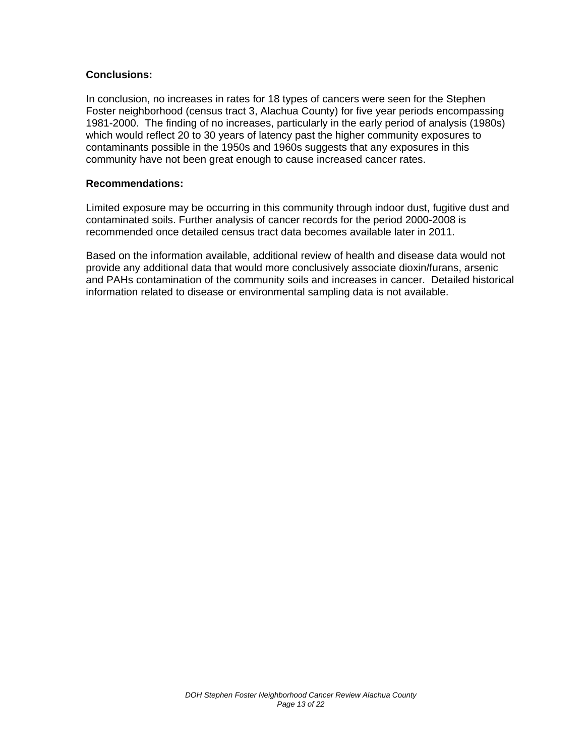**Conclusions:**

In conclusion, no increases in rates for 18 types of cancers were seen for the Stephen Foster neighborhood (census tract 3, Alachua County) for five year periods encompassing 1981-2000. The finding of no increases, particularly in the early period of analysis (1980s) which would reflect 20 to 30 years of latency past the higher community exposures to contaminants possible in the 1950s and 1960s suggests that any exposures in this community have not been great enough to cause increased cancer rates.

**Recommendations:**

Limited exposure may be occurring in this community through indoor dust, fugitive dust and contaminated soils. Further analysis of cancer records for the period 2000-2008 is recommended once detailed census tract data becomes available later in 2011.

Based on the information available, additional review of health and disease data would not provide any additional data that would more conclusively associate dioxin/furans, arsenic and PAHs contamination of the community soils and increases in cancer. Detailed historical information related to disease or environmental sampling data is not available.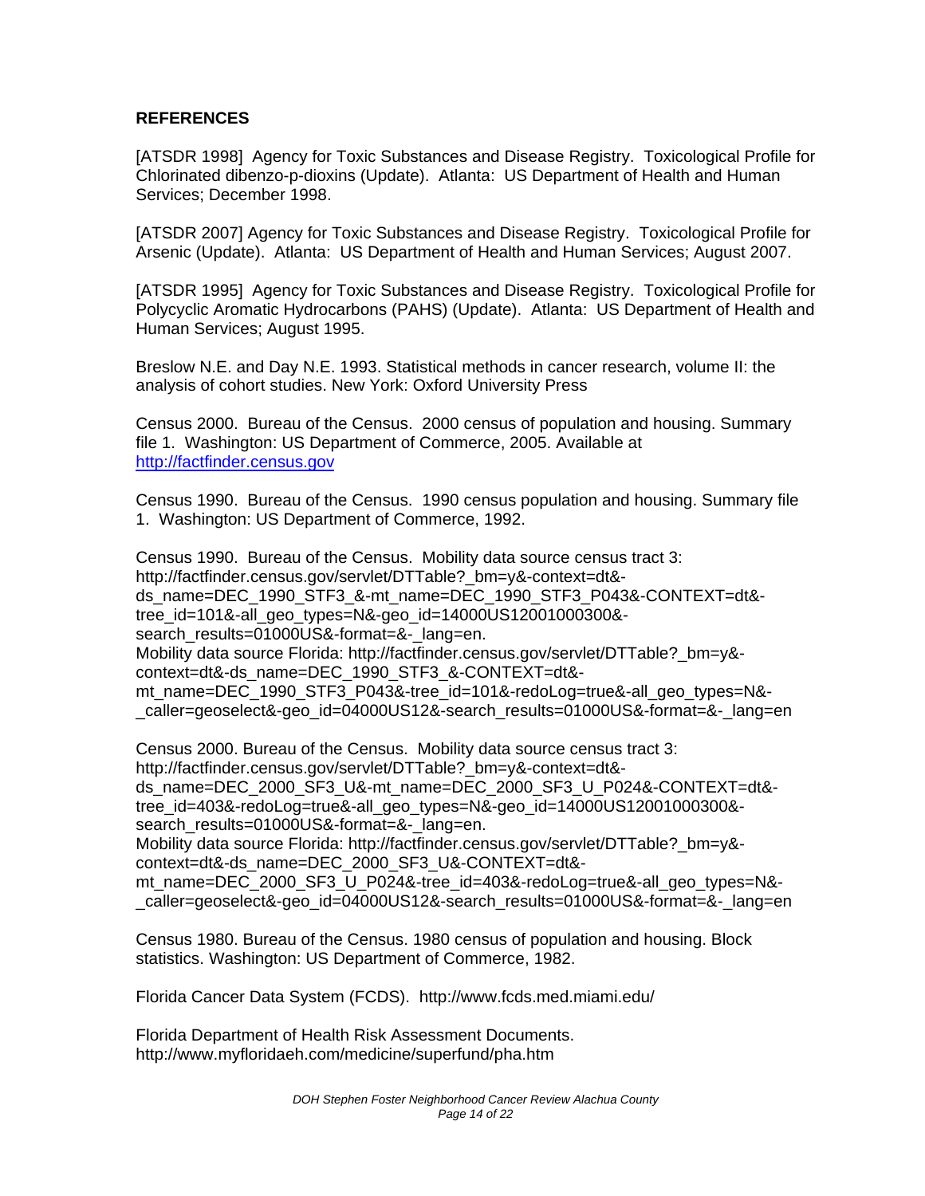**REFERENCES**

[ATSDR 1998] Agency for Toxic Substances and Disease Registry. Toxicological Profile for Chlorinated dibenzo-p-dioxins (Update). Atlanta: US Department of Health and Human Services; December 1998.

[ATSDR 2007] Agency for Toxic Substances and Disease Registry. Toxicological Profile for Arsenic (Update). Atlanta: US Department of Health and Human Services; August 2007.

[ATSDR 1995] Agency for Toxic Substances and Disease Registry. Toxicological Profile for Polycyclic Aromatic Hydrocarbons (PAHS) (Update). Atlanta: US Department of Health and Human Services; August 1995.

Breslow N.E. and Day N.E. 1993. Statistical methods in cancer research, volume II: the analysis of cohort studies. New York: Oxford University Press

Census 2000. Bureau of the Census. 2000 census of population and housing. Summary file 1. Washington: US Department of Commerce, 2005. Available at http://factfinder.census.gov

Census 1990. Bureau of the Census. 1990 census population and housing. Summary file 1. Washington: US Department of Commerce, 1992.

Census 1990. Bureau of the Census. Mobility data source census tract 3: http://factfinder.census.gov/servlet/DTTable?_bm=y&-context=dt&-ds_name=DEC_1990_STF3_&-mt_name=DEC_1990_STF3_P043&-CONTEXT=dt&-tree_id=101&-all_geo_types=N&-geo_id=14000US12001000300&-search_results=01000US&-format=&-_lang=en.
Mobility data source Florida: http://factfinder.census.gov/servlet/DTTable?_bm=y&-context=dt&-ds_name=DEC_1990_STF3_&-CONTEXT=dt&-mt_name=DEC_1990_STF3_P043&-tree_id=101&-redoLog=true&-all_geo_types=N&-_caller=geoselect&-geo_id=04000US12&-search_results=01000US&-format=&-_lang=en

Census 2000. Bureau of the Census. Mobility data source census tract 3: http://factfinder.census.gov/servlet/DTTable?_bm=y&-context=dt&-ds_name=DEC_2000_SF3_U&-mt_name=DEC_2000_SF3_U_P024&-CONTEXT=dt&-tree_id=403&-redoLog=true&-all_geo_types=N&-geo_id=14000US12001000300&-search_results=01000US&-format=&-_lang=en.
Mobility data source Florida: http://factfinder.census.gov/servlet/DTTable?_bm=y&-context=dt&-ds_name=DEC_2000_SF3_U&-CONTEXT=dt&-mt_name=DEC_2000_SF3_U_P024&-tree_id=403&-redoLog=true&-all_geo_types=N&-_caller=geoselect&-geo_id=04000US12&-search_results=01000US&-format=&-_lang=en

Census 1980. Bureau of the Census. 1980 census of population and housing. Block statistics. Washington: US Department of Commerce, 1982.

Florida Cancer Data System (FCDS). http://www.fcds.med.miami.edu/

Florida Department of Health Risk Assessment Documents. http://www.myfloridaeh.com/medicine/superfund/pha.htm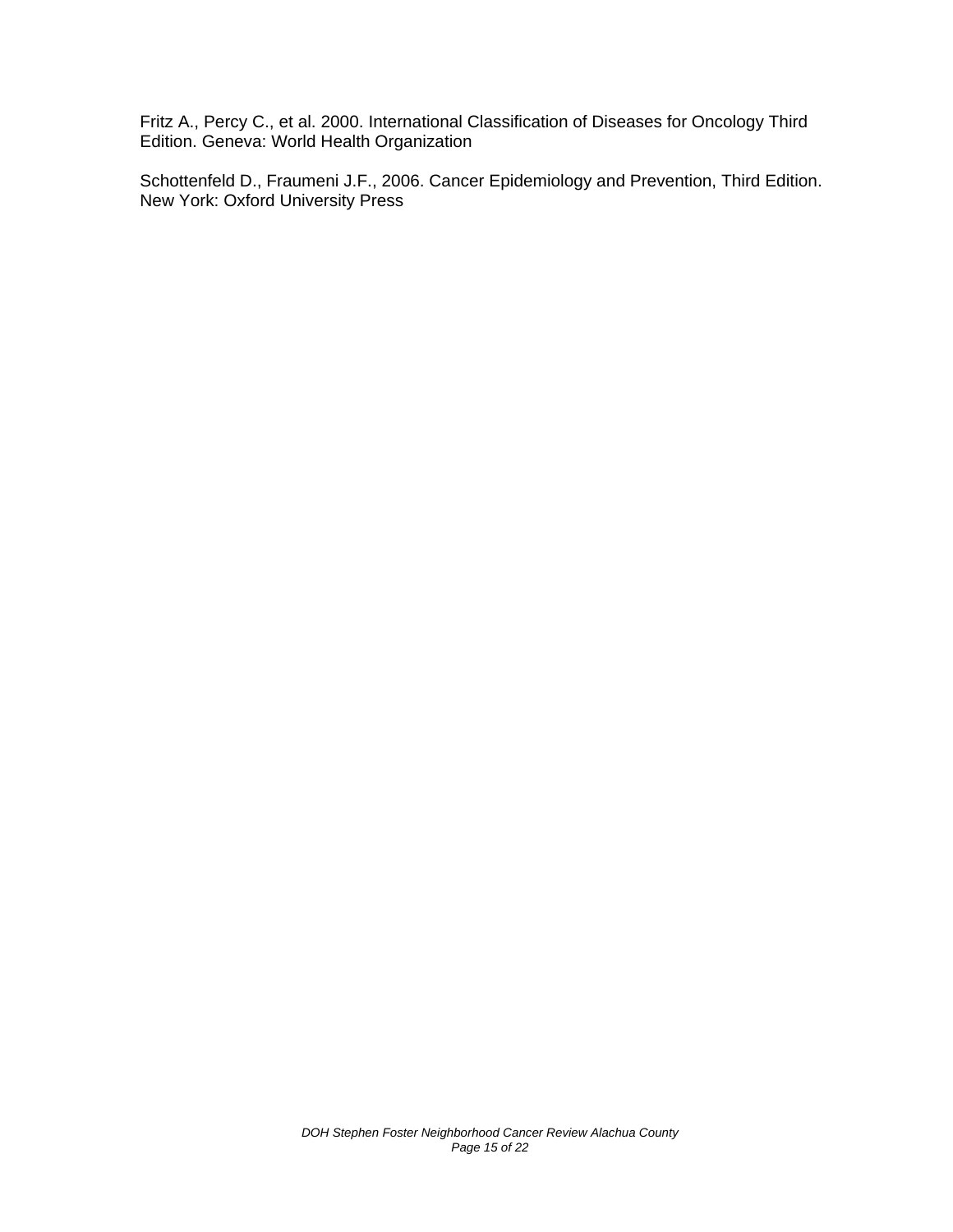Fritz A., Percy C., et al. 2000. International Classification of Diseases for Oncology Third Edition. Geneva: World Health Organization

Schottenfeld D., Fraumeni J.F., 2006. Cancer Epidemiology and Prevention, Third Edition. New York: Oxford University Press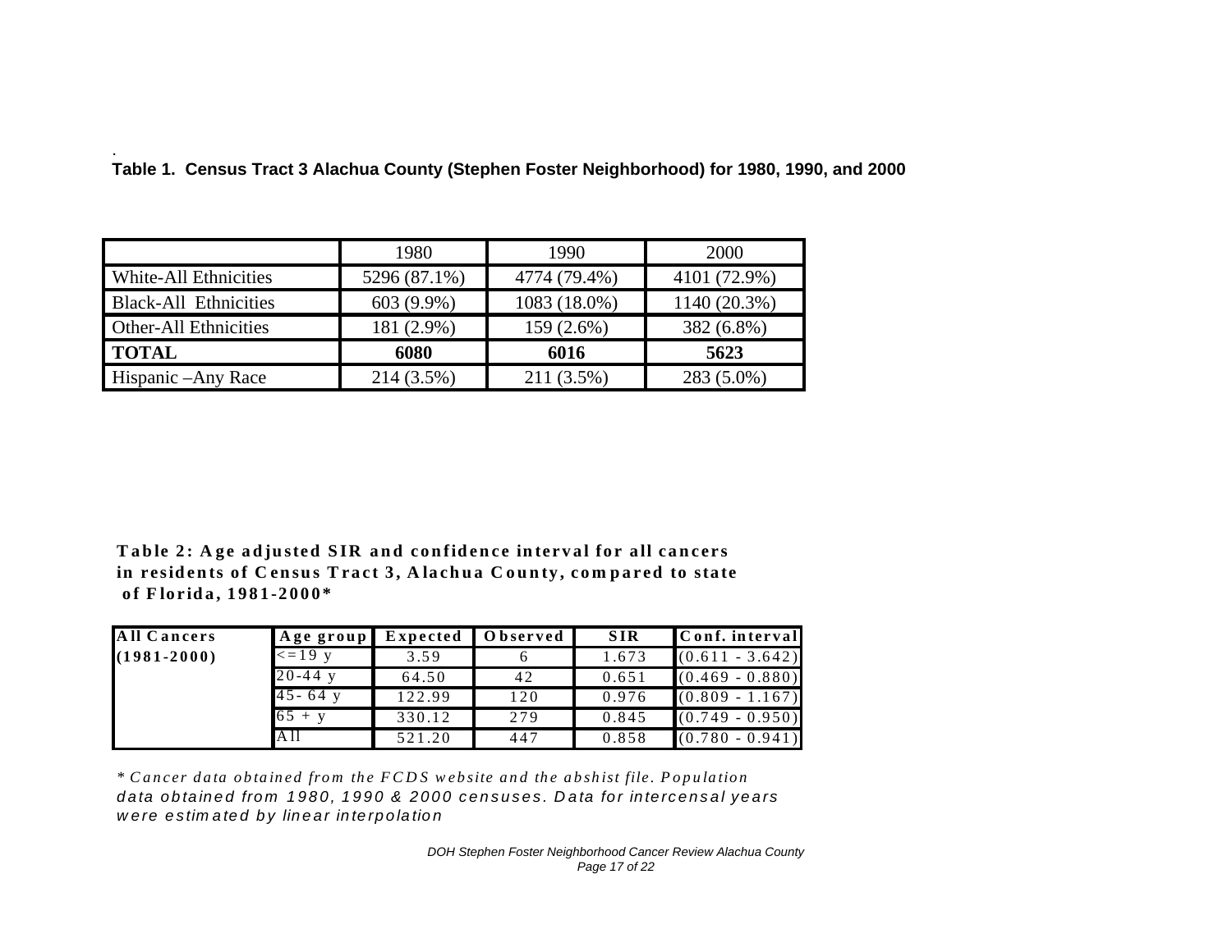**Table 1. Census Tract 3 Alachua County (Stephen Foster Neighborhood) for 1980, 1990, and 2000**

| | 1980 | 1990 | 2000 |
|---|---|---|---|
| White-All Ethnicities | 5296 (87.1%) | 4774 (79.4%) | 4101 (72.9%) |
| Black-All Ethnicities | 603 (9.9%) | 1083 (18.0%) | 1140 (20.3%) |
| Other-All Ethnicities | 181 (2.9%) | 159 (2.6%) | 382 (6.8%) |
| **TOTAL** | **6080** | **6016** | **5623** |
| Hispanic –Any Race | 214 (3.5%) | 211 (3.5%) | 283 (5.0%) |

**Table 2: Age adjusted SIR and confidence interval for all cancers in residents of Census Tract 3, Alachua County, compared to state of Florida, 1981-2000***

| **All Cancers** | **Age group** | **Expected** | **Observed** | **SIR** | **Conf. interval** |
|---|---|---|---|---|---|
| **(1981-2000)** | <=19 y | 3.59 | 6 | 1.673 | (0.611 - 3.642) |
| | 20-44 y | 64.50 | 42 | 0.651 | (0.469 - 0.880) |
| | 45- 64 y | 122.99 | 120 | 0.976 | (0.809 - 1.167) |
| | 65 + y | 330.12 | 279 | 0.845 | (0.749 - 0.950) |
| | All | 521.20 | 447 | 0.858 | (0.780 - 0.941) |

*\* Cancer data obtained from the FCDS website and the abshist file. Population data obtained from 1980, 1990 & 2000 censuses. Data for intercensal years were estimated by linear interpolation*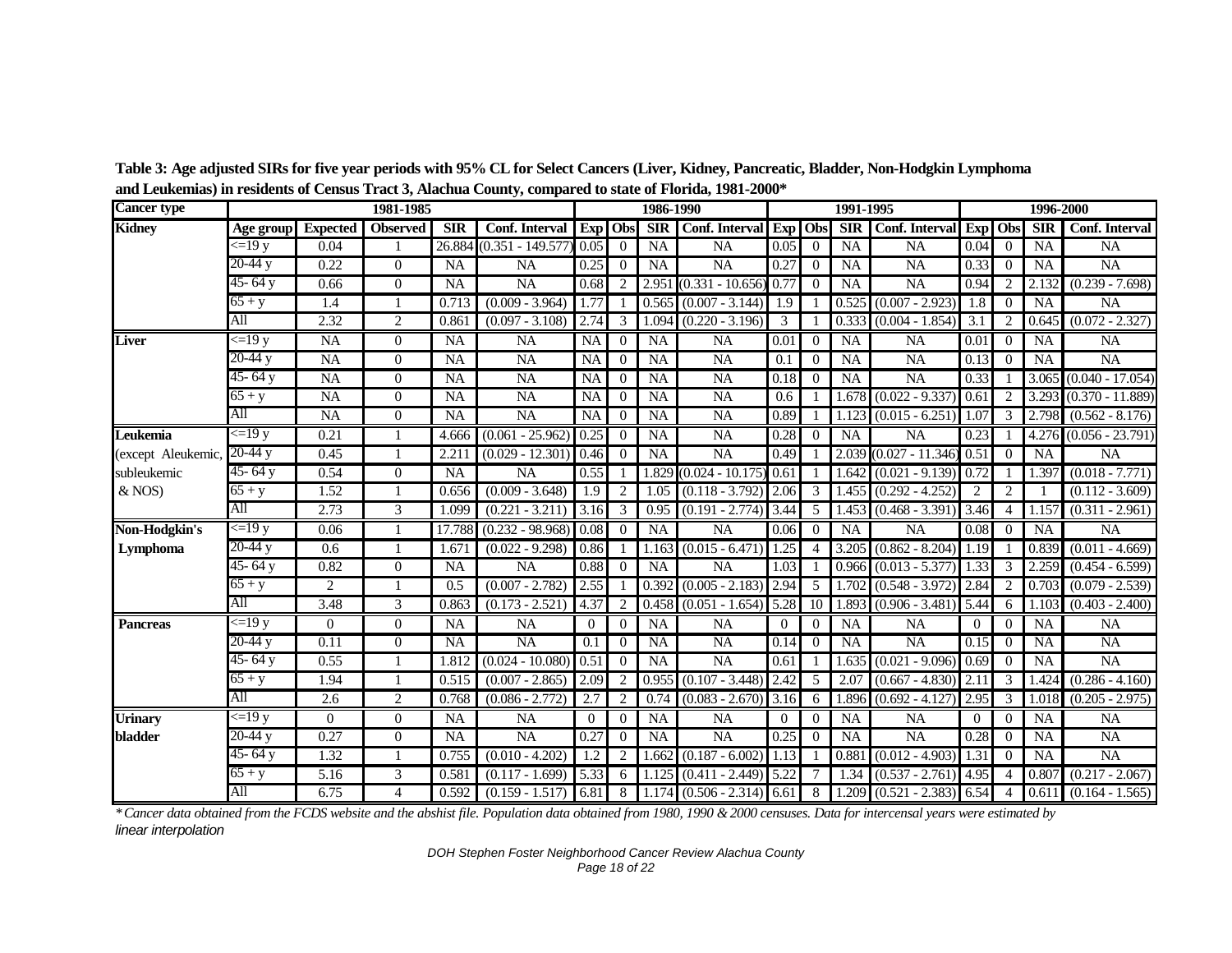**Table 3: Age adjusted SIRs for five year periods with 95% CL for Select Cancers (Liver, Kidney, Pancreatic, Bladder, Non-Hodgkin Lymphoma and Leukemias) in residents of Census Tract 3, Alachua County, compared to state of Florida, 1981-2000***

| Cancer type | | 1981-1985 | | | | 1986-1990 | | | | 1991-1995 | | | | 1996-2000 | | | |
|---|---|---|---|---|---|---|---|---|---|---|---|---|---|---|---|---|---|
| **Kidney** | **Age group** | **Expected** | **Observed** | **SIR** | **Conf. Interval** | **Exp** | **Obs** | **SIR** | **Conf. Interval** | **Exp** | **Obs** | **SIR** | **Conf. Interval** | **Exp** | **Obs** | **SIR** | **Conf. Interval** |
| | <=19 y | 0.04 | 1 | 26.884 | (0.351 - 149.577) | 0.05 | 0 | NA | NA | 0.05 | 0 | NA | NA | 0.04 | 0 | NA | NA |
| | 20-44 y | 0.22 | 0 | NA | NA | 0.25 | 0 | NA | NA | 0.27 | 0 | NA | NA | 0.33 | 0 | NA | NA |
| | 45- 64 y | 0.66 | 0 | NA | NA | 0.68 | 2 | 2.951 | (0.331 - 10.656) | 0.77 | 0 | NA | NA | 0.94 | 2 | 2.132 | (0.239 - 7.698) |
| | 65 + y | 1.4 | 1 | 0.713 | (0.009 - 3.964) | 1.77 | 1 | 0.565 | (0.007 - 3.144) | 1.9 | 1 | 0.525 | (0.007 - 2.923) | 1.8 | 0 | NA | NA |
| | All | 2.32 | 2 | 0.861 | (0.097 - 3.108) | 2.74 | 3 | 1.094 | (0.220 - 3.196) | 3 | 1 | 0.333 | (0.004 - 1.854) | 3.1 | 2 | 0.645 | (0.072 - 2.327) |
| **Liver** | <=19 y | NA | 0 | NA | NA | NA | 0 | NA | NA | 0.01 | 0 | NA | NA | 0.01 | 0 | NA | NA |
| | 20-44 y | NA | 0 | NA | NA | NA | 0 | NA | NA | 0.1 | 0 | NA | NA | 0.13 | 0 | NA | NA |
| | 45- 64 y | NA | 0 | NA | NA | NA | 0 | NA | NA | 0.18 | 0 | NA | NA | 0.33 | 1 | 3.065 | (0.040 - 17.054) |
| | 65 + y | NA | 0 | NA | NA | NA | 0 | NA | NA | 0.6 | 1 | 1.678 | (0.022 - 9.337) | 0.61 | 2 | 3.293 | (0.370 - 11.889) |
| | All | NA | 0 | NA | NA | NA | 0 | NA | NA | 0.89 | 1 | 1.123 | (0.015 - 6.251) | 1.07 | 3 | 2.798 | (0.562 - 8.176) |
| **Leukemia** (except Aleukemic, subleukemic & NOS) | <=19 y | 0.21 | 1 | 4.666 | (0.061 - 25.962) | 0.25 | 0 | NA | NA | 0.28 | 0 | NA | NA | 0.23 | 1 | 4.276 | (0.056 - 23.791) |
| | 20-44 y | 0.45 | 1 | 2.211 | (0.029 - 12.301) | 0.46 | 0 | NA | NA | 0.49 | 1 | 2.039 | (0.027 - 11.346) | 0.51 | 0 | NA | NA |
| | 45- 64 y | 0.54 | 0 | NA | NA | 0.55 | 1 | 1.829 | (0.024 - 10.175) | 0.61 | 1 | 1.642 | (0.021 - 9.139) | 0.72 | 1 | 1.397 | (0.018 - 7.771) |
| | 65 + y | 1.52 | 1 | 0.656 | (0.009 - 3.648) | 1.9 | 2 | 1.05 | (0.118 - 3.792) | 2.06 | 3 | 1.455 | (0.292 - 4.252) | 2 | 2 | 1 | (0.112 - 3.609) |
| | All | 2.73 | 3 | 1.099 | (0.221 - 3.211) | 3.16 | 3 | 0.95 | (0.191 - 2.774) | 3.44 | 5 | 1.453 | (0.468 - 3.391) | 3.46 | 4 | 1.157 | (0.311 - 2.961) |
| **Non-Hodgkin's Lymphoma** | <=19 y | 0.06 | 1 | 17.788 | (0.232 - 98.968) | 0.08 | 0 | NA | NA | 0.06 | 0 | NA | NA | 0.08 | 0 | NA | NA |
| | 20-44 y | 0.6 | 1 | 1.671 | (0.022 - 9.298) | 0.86 | 1 | 1.163 | (0.015 - 6.471) | 1.25 | 4 | 3.205 | (0.862 - 8.204) | 1.19 | 1 | 0.839 | (0.011 - 4.669) |
| | 45- 64 y | 0.82 | 0 | NA | NA | 0.88 | 0 | NA | NA | 1.03 | 1 | 0.966 | (0.013 - 5.377) | 1.33 | 3 | 2.259 | (0.454 - 6.599) |
| | 65 + y | 2 | 1 | 0.5 | (0.007 - 2.782) | 2.55 | 1 | 0.392 | (0.005 - 2.183) | 2.94 | 5 | 1.702 | (0.548 - 3.972) | 2.84 | 2 | 0.703 | (0.079 - 2.539) |
| | All | 3.48 | 3 | 0.863 | (0.173 - 2.521) | 4.37 | 2 | 0.458 | (0.051 - 1.654) | 5.28 | 10 | 1.893 | (0.906 - 3.481) | 5.44 | 6 | 1.103 | (0.403 - 2.400) |
| **Pancreas** | <=19 y | 0 | 0 | NA | NA | 0 | 0 | NA | NA | 0 | 0 | NA | NA | 0 | 0 | NA | NA |
| | 20-44 y | 0.11 | 0 | NA | NA | 0.1 | 0 | NA | NA | 0.14 | 0 | NA | NA | 0.15 | 0 | NA | NA |
| | 45- 64 y | 0.55 | 1 | 1.812 | (0.024 - 10.080) | 0.51 | 0 | NA | NA | 0.61 | 1 | 1.635 | (0.021 - 9.096) | 0.69 | 0 | NA | NA |
| | 65 + y | 1.94 | 1 | 0.515 | (0.007 - 2.865) | 2.09 | 2 | 0.955 | (0.107 - 3.448) | 2.42 | 5 | 2.07 | (0.667 - 4.830) | 2.11 | 3 | 1.424 | (0.286 - 4.160) |
| | All | 2.6 | 2 | 0.768 | (0.086 - 2.772) | 2.7 | 2 | 0.74 | (0.083 - 2.670) | 3.16 | 6 | 1.896 | (0.692 - 4.127) | 2.95 | 3 | 1.018 | (0.205 - 2.975) |
| **Urinary bladder** | <=19 y | 0 | 0 | NA | NA | 0 | 0 | NA | NA | 0 | 0 | NA | NA | 0 | 0 | NA | NA |
| | 20-44 y | 0.27 | 0 | NA | NA | 0.27 | 0 | NA | NA | 0.25 | 0 | NA | NA | 0.28 | 0 | NA | NA |
| | 45- 64 y | 1.32 | 1 | 0.755 | (0.010 - 4.202) | 1.2 | 2 | 1.662 | (0.187 - 6.002) | 1.13 | 1 | 0.881 | (0.012 - 4.903) | 1.31 | 0 | NA | NA |
| | 65 + y | 5.16 | 3 | 0.581 | (0.117 - 1.699) | 5.33 | 6 | 1.125 | (0.411 - 2.449) | 5.22 | 7 | 1.34 | (0.537 - 2.761) | 4.95 | 4 | 0.807 | (0.217 - 2.067) |
| | All | 6.75 | 4 | 0.592 | (0.159 - 1.517) | 6.81 | 8 | 1.174 | (0.506 - 2.314) | 6.61 | 8 | 1.209 | (0.521 - 2.383) | 6.54 | 4 | 0.611 | (0.164 - 1.565) |

*\* Cancer data obtained from the FCDS website and the abshist file. Population data obtained from 1980, 1990 & 2000 censuses. Data for intercensal years were estimated by linear interpolation*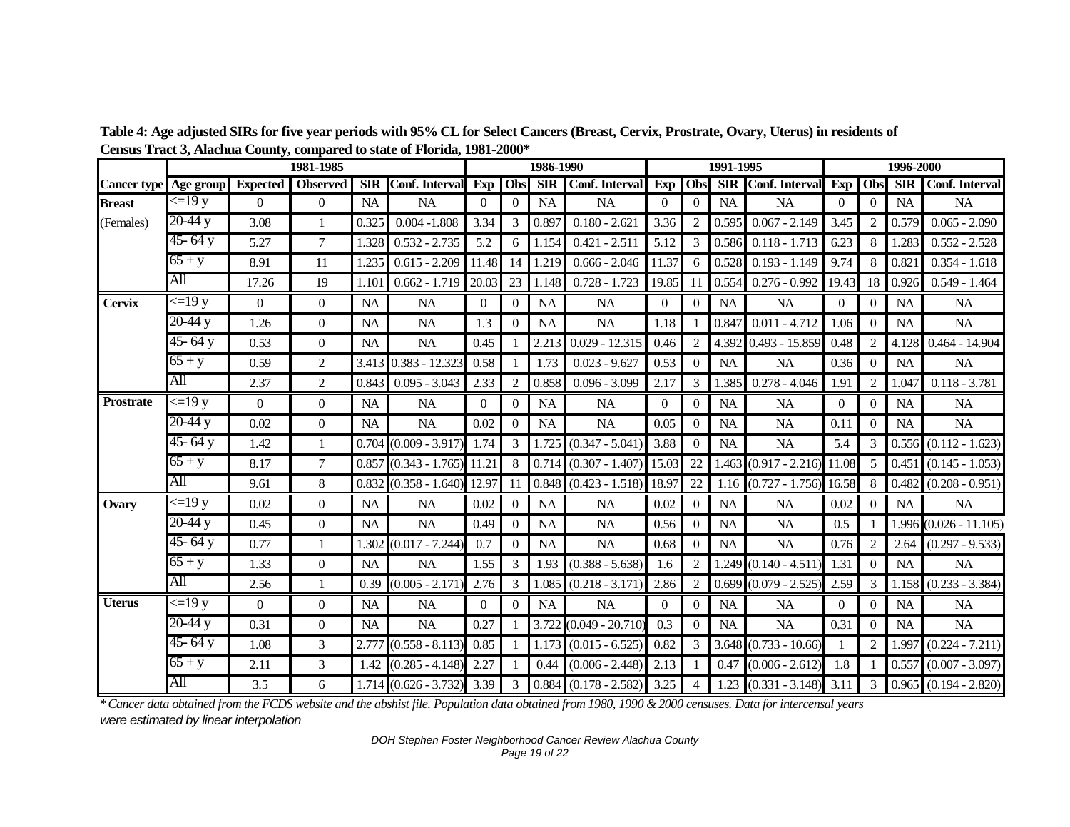**Table 4: Age adjusted SIRs for five year periods with 95% CL for Select Cancers (Breast, Cervix, Prostrate, Ovary, Uterus) in residents of Census Tract 3, Alachua County, compared to state of Florida, 1981-2000***

| | | 1981-1985 | | | | 1986-1990 | | | | 1991-1995 | | | | 1996-2000 | | | |
|---|---|---|---|---|---|---|---|---|---|---|---|---|---|---|---|---|---|
| Cancer type | Age group | Expected | Observed | SIR | Conf. Interval | Exp | Obs | SIR | Conf. Interval | Exp | Obs | SIR | Conf. Interval | Exp | Obs | SIR | Conf. Interval |
| **Breast** | <=19 y | 0 | 0 | NA | NA | 0 | 0 | NA | NA | 0 | 0 | NA | NA | 0 | 0 | NA | NA |
| (Females) | 20-44 y | 3.08 | 1 | 0.325 | 0.004 -1.808 | 3.34 | 3 | 0.897 | 0.180 - 2.621 | 3.36 | 2 | 0.595 | 0.067 - 2.149 | 3.45 | 2 | 0.579 | 0.065 - 2.090 |
| | 45- 64 y | 5.27 | 7 | 1.328 | 0.532 - 2.735 | 5.2 | 6 | 1.154 | 0.421 - 2.511 | 5.12 | 3 | 0.586 | 0.118 - 1.713 | 6.23 | 8 | 1.283 | 0.552 - 2.528 |
| | 65 + y | 8.91 | 11 | 1.235 | 0.615 - 2.209 | 11.48 | 14 | 1.219 | 0.666 - 2.046 | 11.37 | 6 | 0.528 | 0.193 - 1.149 | 9.74 | 8 | 0.821 | 0.354 - 1.618 |
| | All | 17.26 | 19 | 1.101 | 0.662 - 1.719 | 20.03 | 23 | 1.148 | 0.728 - 1.723 | 19.85 | 11 | 0.554 | 0.276 - 0.992 | 19.43 | 18 | 0.926 | 0.549 - 1.464 |
| **Cervix** | <=19 y | 0 | 0 | NA | NA | 0 | 0 | NA | NA | 0 | 0 | NA | NA | 0 | 0 | NA | NA |
| | 20-44 y | 1.26 | 0 | NA | NA | 1.3 | 0 | NA | NA | 1.18 | 1 | 0.847 | 0.011 - 4.712 | 1.06 | 0 | NA | NA |
| | 45- 64 y | 0.53 | 0 | NA | NA | 0.45 | 1 | 2.213 | 0.029 - 12.315 | 0.46 | 2 | 4.392 | 0.493 - 15.859 | 0.48 | 2 | 4.128 | 0.464 - 14.904 |
| | 65 + y | 0.59 | 2 | 3.413 | 0.383 - 12.323 | 0.58 | 1 | 1.73 | 0.023 - 9.627 | 0.53 | 0 | NA | NA | 0.36 | 0 | NA | NA |
| | All | 2.37 | 2 | 0.843 | 0.095 - 3.043 | 2.33 | 2 | 0.858 | 0.096 - 3.099 | 2.17 | 3 | 1.385 | 0.278 - 4.046 | 1.91 | 2 | 1.047 | 0.118 - 3.781 |
| **Prostrate** | <=19 y | 0 | 0 | NA | NA | 0 | 0 | NA | NA | 0 | 0 | NA | NA | 0 | 0 | NA | NA |
| | 20-44 y | 0.02 | 0 | NA | NA | 0.02 | 0 | NA | NA | 0.05 | 0 | NA | NA | 0.11 | 0 | NA | NA |
| | 45- 64 y | 1.42 | 1 | 0.704 | (0.009 - 3.917) | 1.74 | 3 | 1.725 | (0.347 - 5.041) | 3.88 | 0 | NA | NA | 5.4 | 3 | 0.556 | (0.112 - 1.623) |
| | 65 + y | 8.17 | 7 | 0.857 | (0.343 - 1.765) | 11.21 | 8 | 0.714 | (0.307 - 1.407) | 15.03 | 22 | 1.463 | (0.917 - 2.216) | 11.08 | 5 | 0.451 | (0.145 - 1.053) |
| | All | 9.61 | 8 | 0.832 | (0.358 - 1.640) | 12.97 | 11 | 0.848 | (0.423 - 1.518) | 18.97 | 22 | 1.16 | (0.727 - 1.756) | 16.58 | 8 | 0.482 | (0.208 - 0.951) |
| **Ovary** | <=19 y | 0.02 | 0 | NA | NA | 0.02 | 0 | NA | NA | 0.02 | 0 | NA | NA | 0.02 | 0 | NA | NA |
| | 20-44 y | 0.45 | 0 | NA | NA | 0.49 | 0 | NA | NA | 0.56 | 0 | NA | NA | 0.5 | 1 | 1.996 | (0.026 - 11.105) |
| | 45- 64 y | 0.77 | 1 | 1.302 | (0.017 - 7.244) | 0.7 | 0 | NA | NA | 0.68 | 0 | NA | NA | 0.76 | 2 | 2.64 | (0.297 - 9.533) |
| | 65 + y | 1.33 | 0 | NA | NA | 1.55 | 3 | 1.93 | (0.388 - 5.638) | 1.6 | 2 | 1.249 | (0.140 - 4.511) | 1.31 | 0 | NA | NA |
| | All | 2.56 | 1 | 0.39 | (0.005 - 2.171) | 2.76 | 3 | 1.085 | (0.218 - 3.171) | 2.86 | 2 | 0.699 | (0.079 - 2.525) | 2.59 | 3 | 1.158 | (0.233 - 3.384) |
| **Uterus** | <=19 y | 0 | 0 | NA | NA | 0 | 0 | NA | NA | 0 | 0 | NA | NA | 0 | 0 | NA | NA |
| | 20-44 y | 0.31 | 0 | NA | NA | 0.27 | 1 | 3.722 | (0.049 - 20.710) | 0.3 | 0 | NA | NA | 0.31 | 0 | NA | NA |
| | 45- 64 y | 1.08 | 3 | 2.777 | (0.558 - 8.113) | 0.85 | 1 | 1.173 | (0.015 - 6.525) | 0.82 | 3 | 3.648 | (0.733 - 10.66) | 1 | 2 | 1.997 | (0.224 - 7.211) |
| | 65 + y | 2.11 | 3 | 1.42 | (0.285 - 4.148) | 2.27 | 1 | 0.44 | (0.006 - 2.448) | 2.13 | 1 | 0.47 | (0.006 - 2.612) | 1.8 | 1 | 0.557 | (0.007 - 3.097) |
| | All | 3.5 | 6 | 1.714 | (0.626 - 3.732) | 3.39 | 3 | 0.884 | (0.178 - 2.582) | 3.25 | 4 | 1.23 | (0.331 - 3.148) | 3.11 | 3 | 0.965 | (0.194 - 2.820) |

*\*Cancer data obtained from the FCDS website and the abshist file. Population data obtained from 1980, 1990 & 2000 censuses. Data for intercensal years were estimated by linear interpolation*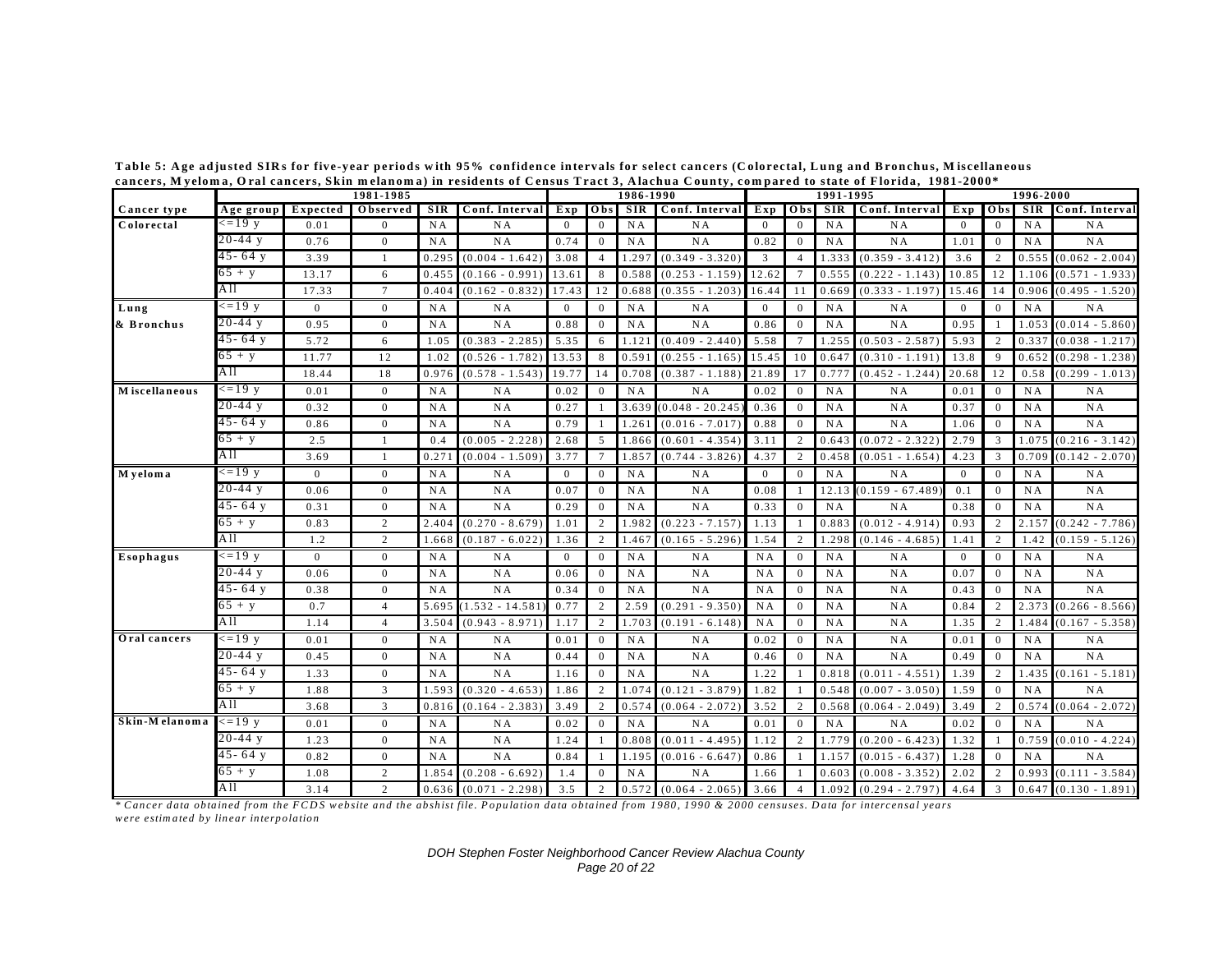**Table 5: Age adjusted SIRs for five-year periods with 95% confidence intervals for select cancers (Colorectal, Lung and Bronchus, Miscellaneous cancers, Myeloma, Oral cancers, Skin melanoma) in residents of Census Tract 3, Alachua County, compared to state of Florida, 1981-2000***

| | | 1981-1985 | | | | 1986-1990 | | | | 1991-1995 | | | | 1996-2000 | | | |
|---|---|---|---|---|---|---|---|---|---|---|---|---|---|---|---|---|---|
| Cancer type | Age group | Expected | Observed | SIR | Conf. Interval | Exp | Obs | SIR | Conf. Interval | Exp | Obs | SIR | Conf. Interval | Exp | Obs | SIR | Conf. Interval |
| Colorectal | <=19 y | 0.01 | 0 | NA | NA | 0 | 0 | NA | NA | 0 | 0 | NA | NA | 0 | 0 | NA | NA |
| | 20-44 y | 0.76 | 0 | NA | NA | 0.74 | 0 | NA | NA | 0.82 | 0 | NA | NA | 1.01 | 0 | NA | NA |
| | 45-64 y | 3.39 | 1 | 0.295 | (0.004 - 1.642) | 3.08 | 4 | 1.297 | (0.349 - 3.320) | 3 | 4 | 1.333 | (0.359 - 3.412) | 3.6 | 2 | 0.555 | (0.062 - 2.004) |
| | 65 + y | 13.17 | 6 | 0.455 | (0.166 - 0.991) | 13.61 | 8 | 0.588 | (0.253 - 1.159) | 12.62 | 7 | 0.555 | (0.222 - 1.143) | 10.85 | 12 | 1.106 | (0.571 - 1.933) |
| | All | 17.33 | 7 | 0.404 | (0.162 - 0.832) | 17.43 | 12 | 0.688 | (0.355 - 1.203) | 16.44 | 11 | 0.669 | (0.333 - 1.197) | 15.46 | 14 | 0.906 | (0.495 - 1.520) |
| Lung & Bronchus | <=19 y | 0 | 0 | NA | NA | 0 | 0 | NA | NA | 0 | 0 | NA | NA | 0 | 0 | NA | NA |
| | 20-44 y | 0.95 | 0 | NA | NA | 0.88 | 0 | NA | NA | 0.86 | 0 | NA | NA | 0.95 | 1 | 1.053 | (0.014 - 5.860) |
| | 45-64 y | 5.72 | 6 | 1.05 | (0.383 - 2.285) | 5.35 | 6 | 1.121 | (0.409 - 2.440) | 5.58 | 7 | 1.255 | (0.503 - 2.587) | 5.93 | 2 | 0.337 | (0.038 - 1.217) |
| | 65 + y | 11.77 | 12 | 1.02 | (0.526 - 1.782) | 13.53 | 8 | 0.591 | (0.255 - 1.165) | 15.45 | 10 | 0.647 | (0.310 - 1.191) | 13.8 | 9 | 0.652 | (0.298 - 1.238) |
| | All | 18.44 | 18 | 0.976 | (0.578 - 1.543) | 19.77 | 14 | 0.708 | (0.387 - 1.188) | 21.89 | 17 | 0.777 | (0.452 - 1.244) | 20.68 | 12 | 0.58 | (0.299 - 1.013) |
| Miscellaneous | <=19 y | 0.01 | 0 | NA | NA | 0.02 | 0 | NA | NA | 0.02 | 0 | NA | NA | 0.01 | 0 | NA | NA |
| | 20-44 y | 0.32 | 0 | NA | NA | 0.27 | 1 | 3.639 | (0.048 - 20.245) | 0.36 | 0 | NA | NA | 0.37 | 0 | NA | NA |
| | 45-64 y | 0.86 | 0 | NA | NA | 0.79 | 1 | 1.261 | (0.016 - 7.017) | 0.88 | 0 | NA | NA | 1.06 | 0 | NA | NA |
| | 65 + y | 2.5 | 1 | 0.4 | (0.005 - 2.228) | 2.68 | 5 | 1.866 | (0.601 - 4.354) | 3.11 | 2 | 0.643 | (0.072 - 2.322) | 2.79 | 3 | 1.075 | (0.216 - 3.142) |
| | All | 3.69 | 1 | 0.271 | (0.004 - 1.509) | 3.77 | 7 | 1.857 | (0.744 - 3.826) | 4.37 | 2 | 0.458 | (0.051 - 1.654) | 4.23 | 3 | 0.709 | (0.142 - 2.070) |
| Myeloma | <=19 y | 0 | 0 | NA | NA | 0 | 0 | NA | NA | 0 | 0 | NA | NA | 0 | 0 | NA | NA |
| | 20-44 y | 0.06 | 0 | NA | NA | 0.07 | 0 | NA | NA | 0.08 | 1 | 12.13 | (0.159 - 67.489) | 0.1 | 0 | NA | NA |
| | 45-64 y | 0.31 | 0 | NA | NA | 0.29 | 0 | NA | NA | 0.33 | 0 | NA | NA | 0.38 | 0 | NA | NA |
| | 65 + y | 0.83 | 2 | 2.404 | (0.270 - 8.679) | 1.01 | 2 | 1.982 | (0.223 - 7.157) | 1.13 | 1 | 0.883 | (0.012 - 4.914) | 0.93 | 2 | 2.157 | (0.242 - 7.786) |
| | All | 1.2 | 2 | 1.668 | (0.187 - 6.022) | 1.36 | 2 | 1.467 | (0.165 - 5.296) | 1.54 | 2 | 1.298 | (0.146 - 4.685) | 1.41 | 2 | 1.42 | (0.159 - 5.126) |
| Esophagus | <=19 y | 0 | 0 | NA | NA | 0 | 0 | NA | NA | NA | 0 | NA | NA | 0 | 0 | NA | NA |
| | 20-44 y | 0.06 | 0 | NA | NA | 0.06 | 0 | NA | NA | NA | 0 | NA | NA | 0.07 | 0 | NA | NA |
| | 45-64 y | 0.38 | 0 | NA | NA | 0.34 | 0 | NA | NA | NA | 0 | NA | NA | 0.43 | 0 | NA | NA |
| | 65 + y | 0.7 | 4 | 5.695 | (1.532 - 14.581) | 0.77 | 2 | 2.59 | (0.291 - 9.350) | NA | 0 | NA | NA | 0.84 | 2 | 2.373 | (0.266 - 8.566) |
| | All | 1.14 | 4 | 3.504 | (0.943 - 8.971) | 1.17 | 2 | 1.703 | (0.191 - 6.148) | NA | 0 | NA | NA | 1.35 | 2 | 1.484 | (0.167 - 5.358) |
| Oral cancers | <=19 y | 0.01 | 0 | NA | NA | 0.01 | 0 | NA | NA | 0.02 | 0 | NA | NA | 0.01 | 0 | NA | NA |
| | 20-44 y | 0.45 | 0 | NA | NA | 0.44 | 0 | NA | NA | 0.46 | 0 | NA | NA | 0.49 | 0 | NA | NA |
| | 45-64 y | 1.33 | 0 | NA | NA | 1.16 | 0 | NA | NA | 1.22 | 1 | 0.818 | (0.011 - 4.551) | 1.39 | 2 | 1.435 | (0.161 - 5.181) |
| | 65 + y | 1.88 | 3 | 1.593 | (0.320 - 4.653) | 1.86 | 2 | 1.074 | (0.121 - 3.879) | 1.82 | 1 | 0.548 | (0.007 - 3.050) | 1.59 | 0 | NA | NA |
| | All | 3.68 | 3 | 0.816 | (0.164 - 2.383) | 3.49 | 2 | 0.574 | (0.064 - 2.072) | 3.52 | 2 | 0.568 | (0.064 - 2.049) | 3.49 | 2 | 0.574 | (0.064 - 2.072) |
| Skin-Melanoma | <=19 y | 0.01 | 0 | NA | NA | 0.02 | 0 | NA | NA | 0.01 | 0 | NA | NA | 0.02 | 0 | NA | NA |
| | 20-44 y | 1.23 | 0 | NA | NA | 1.24 | 1 | 0.808 | (0.011 - 4.495) | 1.12 | 2 | 1.779 | (0.200 - 6.423) | 1.32 | 1 | 0.759 | (0.010 - 4.224) |
| | 45-64 y | 0.82 | 0 | NA | NA | 0.84 | 1 | 1.195 | (0.016 - 6.647) | 0.86 | 1 | 1.157 | (0.015 - 6.437) | 1.28 | 0 | NA | NA |
| | 65 + y | 1.08 | 2 | 1.854 | (0.208 - 6.692) | 1.4 | 0 | NA | NA | 1.66 | 1 | 0.603 | (0.008 - 3.352) | 2.02 | 2 | 0.993 | (0.111 - 3.584) |
| | All | 3.14 | 2 | 0.636 | (0.071 - 2.298) | 3.5 | 2 | 0.572 | (0.064 - 2.065) | 3.66 | 4 | 1.092 | (0.294 - 2.797) | 4.64 | 3 | 0.647 | (0.130 - 1.891) |

*\* Cancer data obtained from the FCDS website and the abshist file. Population data obtained from 1980, 1990 & 2000 censuses. Data for intercensal years were estimated by linear interpolation*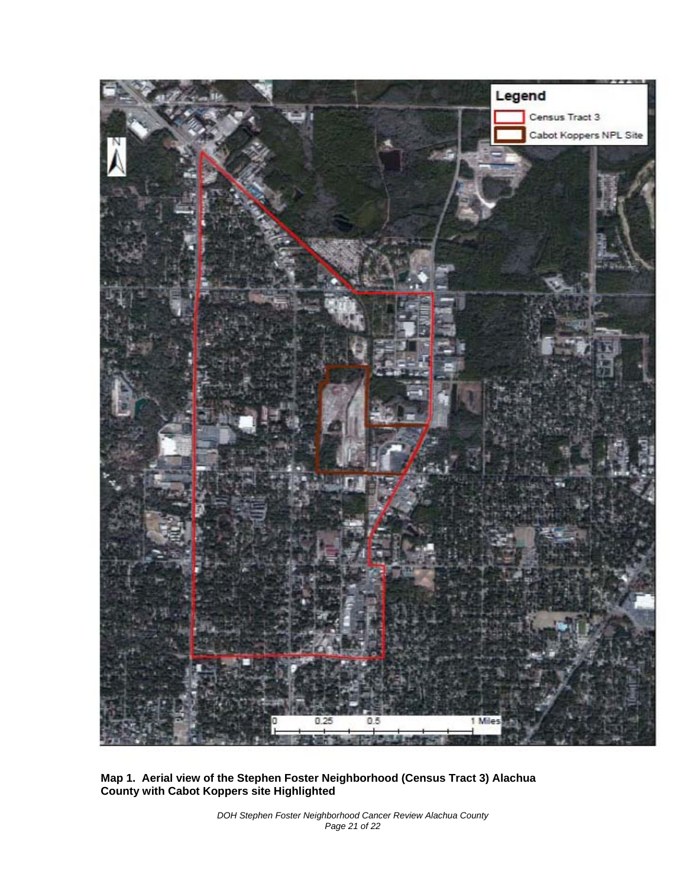**Map 1. Aerial view of the Stephen Foster Neighborhood (Census Tract 3) Alachua County with Cabot Koppers site Highlighted**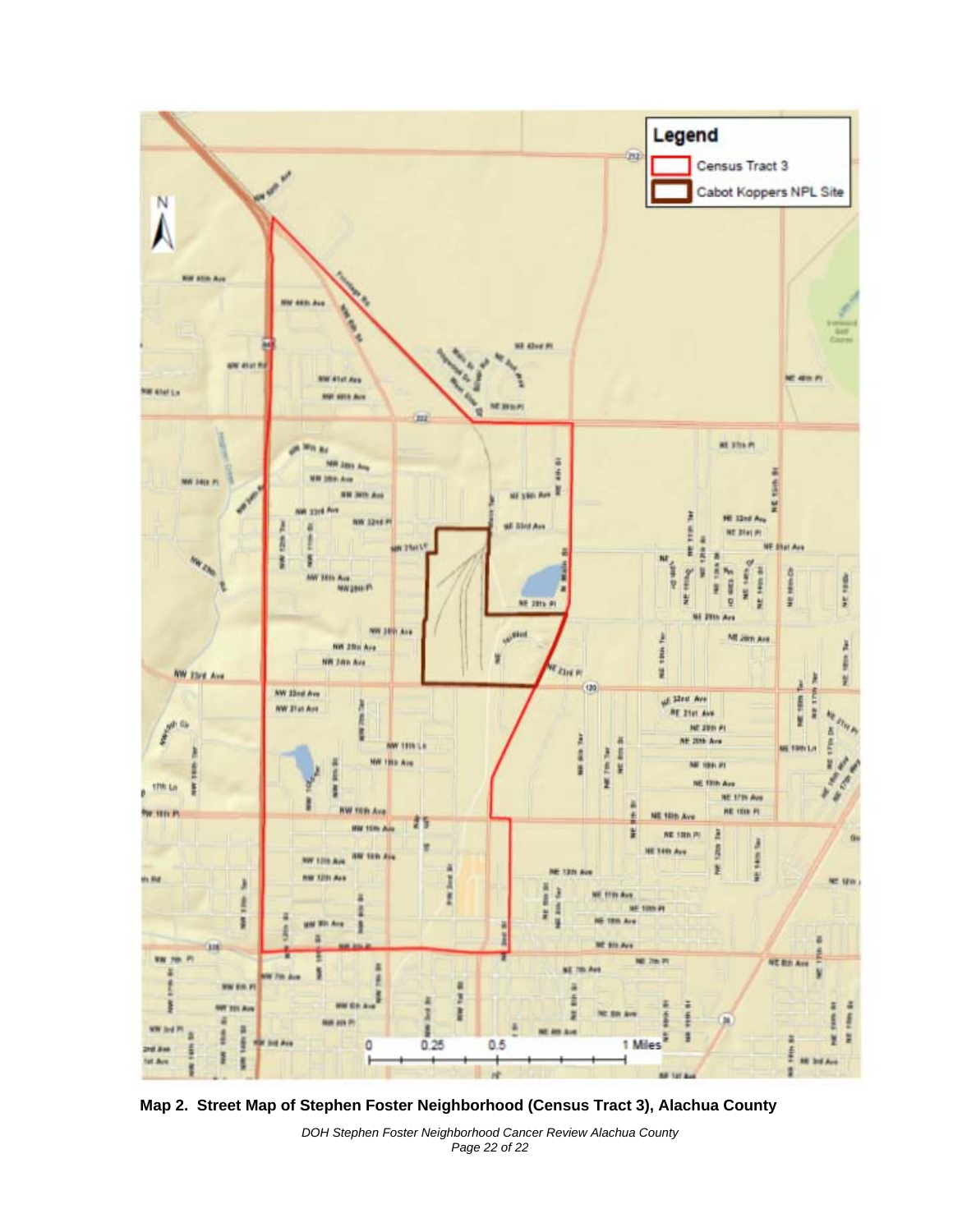Legend

Census Tract 3

Cabot Koppers NPL Site

0 0.25 0.5 1 Miles

**Map 2. Street Map of Stephen Foster Neighborhood (Census Tract 3), Alachua County**